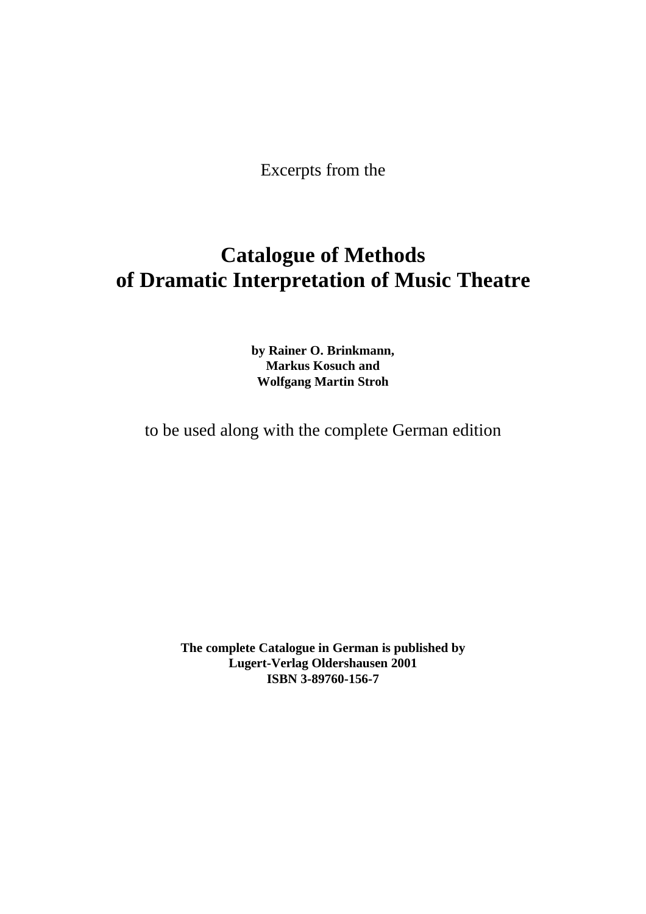Excerpts from the

# Catalogue of Methods of Dramatic Interpretation of Music Theatre

**by Rainer O. Brinkmann, Markus Kosuch and Wolfgang Martin Stroh**

to be used along with the complete German edition

**The complete Catalogue in German is published by Lugert-Verlag Oldershausen 2001 ISBN 3-89760-156-7**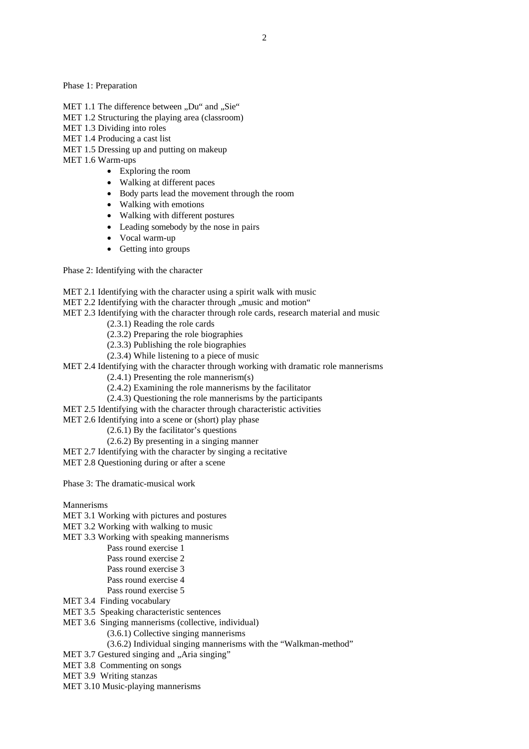Phase 1: Preparation

MET 1.1 The difference between „Du“ and „Sie“
MET 1.2 Structuring the playing area (classroom)
MET 1.3 Dividing into roles
MET 1.4 Producing a cast list
MET 1.5 Dressing up and putting on makeup
MET 1.6 Warm-ups

- Exploring the room
- Walking at different paces
- Body parts lead the movement through the room
- Walking with emotions
- Walking with different postures
- Leading somebody by the nose in pairs
- Vocal warm-up
- Getting into groups

Phase 2: Identifying with the character

MET 2.1 Identifying with the character using a spirit walk with music
MET 2.2 Identifying with the character through „music and motion“
MET 2.3 Identifying with the character through role cards, research material and music

(2.3.1) Reading the role cards
(2.3.2) Preparing the role biographies
(2.3.3) Publishing the role biographies
(2.3.4) While listening to a piece of music

MET 2.4 Identifying with the character through working with dramatic role mannerisms

(2.4.1) Presenting the role mannerism(s)
(2.4.2) Examining the role mannerisms by the facilitator
(2.4.3) Questioning the role mannerisms by the participants

MET 2.5 Identifying with the character through characteristic activities
MET 2.6 Identifying into a scene or (short) play phase

(2.6.1) By the facilitator’s questions
(2.6.2) By presenting in a singing manner

MET 2.7 Identifying with the character by singing a recitative
MET 2.8 Questioning during or after a scene

Phase 3: The dramatic-musical work

Mannerisms
MET 3.1 Working with pictures and postures
MET 3.2 Working with walking to music
MET 3.3 Working with speaking mannerisms

Pass round exercise 1
Pass round exercise 2
Pass round exercise 3
Pass round exercise 4
Pass round exercise 5

MET 3.4 Finding vocabulary
MET 3.5 Speaking characteristic sentences
MET 3.6 Singing mannerisms (collective, individual)

(3.6.1) Collective singing mannerisms
(3.6.2) Individual singing mannerisms with the “Walkman-method”

MET 3.7 Gestured singing and „Aria singing”
MET 3.8 Commenting on songs
MET 3.9 Writing stanzas
MET 3.10 Music-playing mannerisms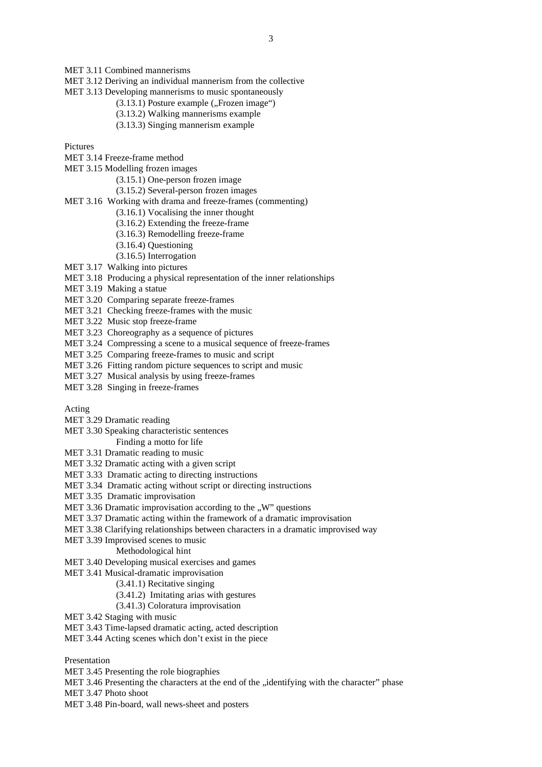MET 3.11 Combined mannerisms
MET 3.12 Deriving an individual mannerism from the collective
MET 3.13 Developing mannerisms to music spontaneously
    (3.13.1) Posture example („Frozen image")
    (3.13.2) Walking mannerisms example
    (3.13.3) Singing mannerism example

Pictures
MET 3.14 Freeze-frame method
MET 3.15 Modelling frozen images
    (3.15.1) One-person frozen image
    (3.15.2) Several-person frozen images
MET 3.16 Working with drama and freeze-frames (commenting)
    (3.16.1) Vocalising the inner thought
    (3.16.2) Extending the freeze-frame
    (3.16.3) Remodelling freeze-frame
    (3.16.4) Questioning
    (3.16.5) Interrogation
MET 3.17 Walking into pictures
MET 3.18 Producing a physical representation of the inner relationships
MET 3.19 Making a statue
MET 3.20 Comparing separate freeze-frames
MET 3.21 Checking freeze-frames with the music
MET 3.22 Music stop freeze-frame
MET 3.23 Choreography as a sequence of pictures
MET 3.24 Compressing a scene to a musical sequence of freeze-frames
MET 3.25 Comparing freeze-frames to music and script
MET 3.26 Fitting random picture sequences to script and music
MET 3.27 Musical analysis by using freeze-frames
MET 3.28 Singing in freeze-frames

Acting
MET 3.29 Dramatic reading
MET 3.30 Speaking characteristic sentences
    Finding a motto for life
MET 3.31 Dramatic reading to music
MET 3.32 Dramatic acting with a given script
MET 3.33 Dramatic acting to directing instructions
MET 3.34 Dramatic acting without script or directing instructions
MET 3.35 Dramatic improvisation
MET 3.36 Dramatic improvisation according to the „W" questions
MET 3.37 Dramatic acting within the framework of a dramatic improvisation
MET 3.38 Clarifying relationships between characters in a dramatic improvised way
MET 3.39 Improvised scenes to music
    Methodological hint
MET 3.40 Developing musical exercises and games
MET 3.41 Musical-dramatic improvisation
    (3.41.1) Recitative singing
    (3.41.2) Imitating arias with gestures
    (3.41.3) Coloratura improvisation
MET 3.42 Staging with music
MET 3.43 Time-lapsed dramatic acting, acted description
MET 3.44 Acting scenes which don't exist in the piece

Presentation
MET 3.45 Presenting the role biographies
MET 3.46 Presenting the characters at the end of the „identifying with the character" phase
MET 3.47 Photo shoot
MET 3.48 Pin-board, wall news-sheet and posters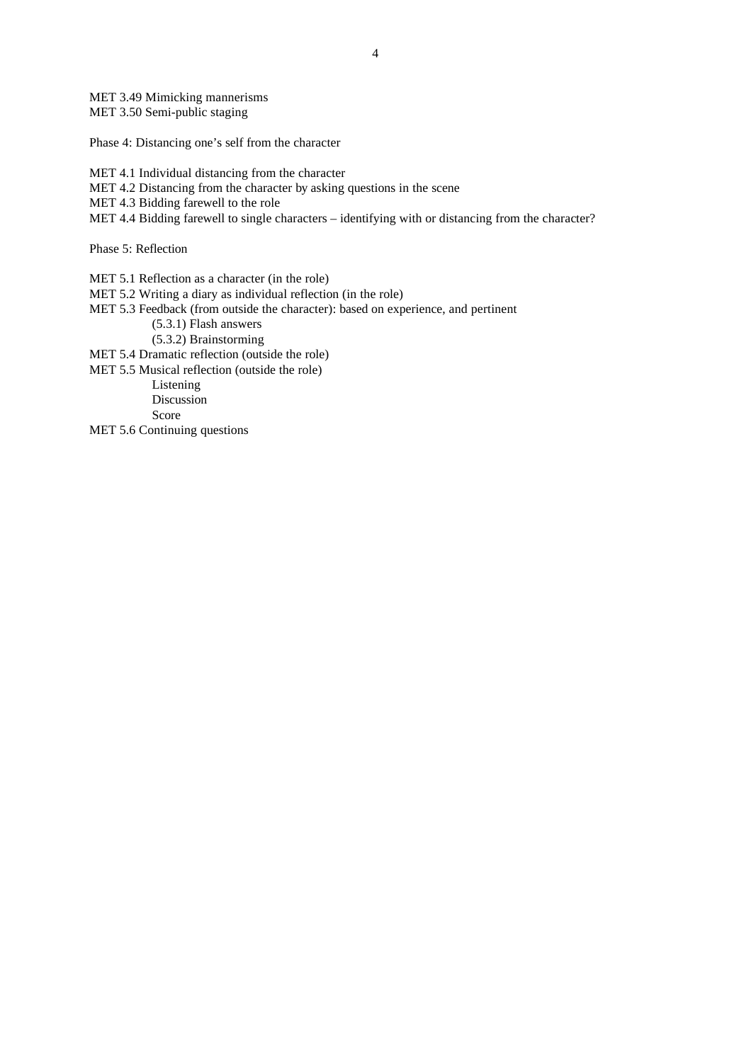MET 3.49 Mimicking mannerisms
MET 3.50 Semi-public staging

Phase 4: Distancing one's self from the character

MET 4.1 Individual distancing from the character
MET 4.2 Distancing from the character by asking questions in the scene
MET 4.3 Bidding farewell to the role
MET 4.4 Bidding farewell to single characters – identifying with or distancing from the character?

Phase 5: Reflection

MET 5.1 Reflection as a character (in the role)
MET 5.2 Writing a diary as individual reflection (in the role)
MET 5.3 Feedback (from outside the character): based on experience, and pertinent
- (5.3.1) Flash answers
- (5.3.2) Brainstorming

MET 5.4 Dramatic reflection (outside the role)
MET 5.5 Musical reflection (outside the role)
- Listening
- Discussion
- Score

MET 5.6 Continuing questions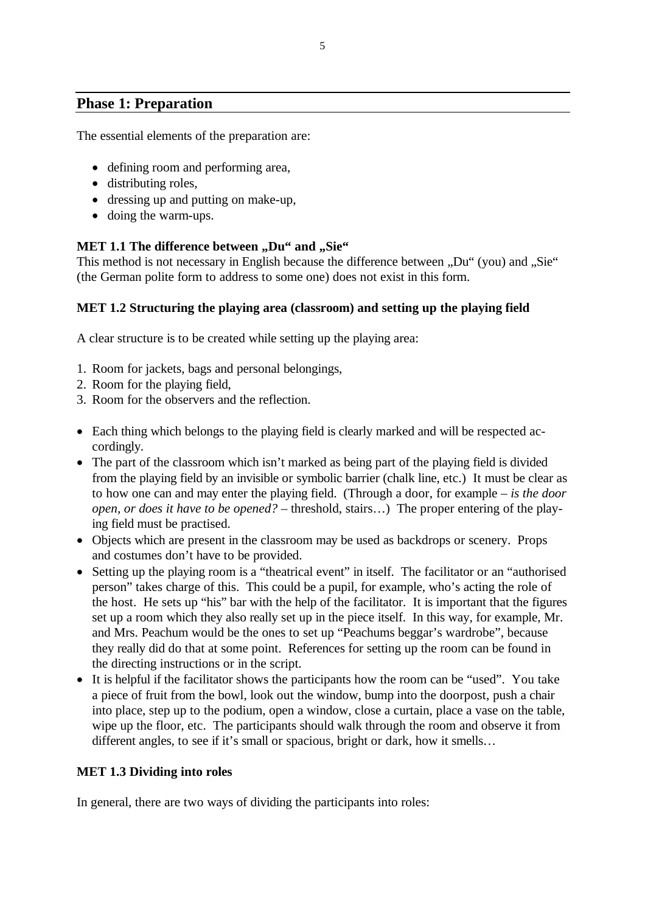## Phase 1: Preparation

The essential elements of the preparation are:

- defining room and performing area,
- distributing roles,
- dressing up and putting on make-up,
- doing the warm-ups.

**MET 1.1 The difference between „Du“ and „Sie“**

This method is not necessary in English because the difference between „Du“ (you) and „Sie“ (the German polite form to address to some one) does not exist in this form.

**MET 1.2 Structuring the playing area (classroom) and setting up the playing field**

A clear structure is to be created while setting up the playing area:

1. Room for jackets, bags and personal belongings,
2. Room for the playing field,
3. Room for the observers and the reflection.

- Each thing which belongs to the playing field is clearly marked and will be respected accordingly.
- The part of the classroom which isn’t marked as being part of the playing field is divided from the playing field by an invisible or symbolic barrier (chalk line, etc.) It must be clear as to how one can and may enter the playing field. (Through a door, for example – *is the door open, or does it have to be opened?* – threshold, stairs…) The proper entering of the playing field must be practised.
- Objects which are present in the classroom may be used as backdrops or scenery. Props and costumes don’t have to be provided.
- Setting up the playing room is a “theatrical event” in itself. The facilitator or an “authorised person” takes charge of this. This could be a pupil, for example, who’s acting the role of the host. He sets up “his” bar with the help of the facilitator. It is important that the figures set up a room which they also really set up in the piece itself. In this way, for example, Mr. and Mrs. Peachum would be the ones to set up “Peachums beggar’s wardrobe”, because they really did do that at some point. References for setting up the room can be found in the directing instructions or in the script.
- It is helpful if the facilitator shows the participants how the room can be “used”. You take a piece of fruit from the bowl, look out the window, bump into the doorpost, push a chair into place, step up to the podium, open a window, close a curtain, place a vase on the table, wipe up the floor, etc. The participants should walk through the room and observe it from different angles, to see if it’s small or spacious, bright or dark, how it smells…

**MET 1.3 Dividing into roles**

In general, there are two ways of dividing the participants into roles: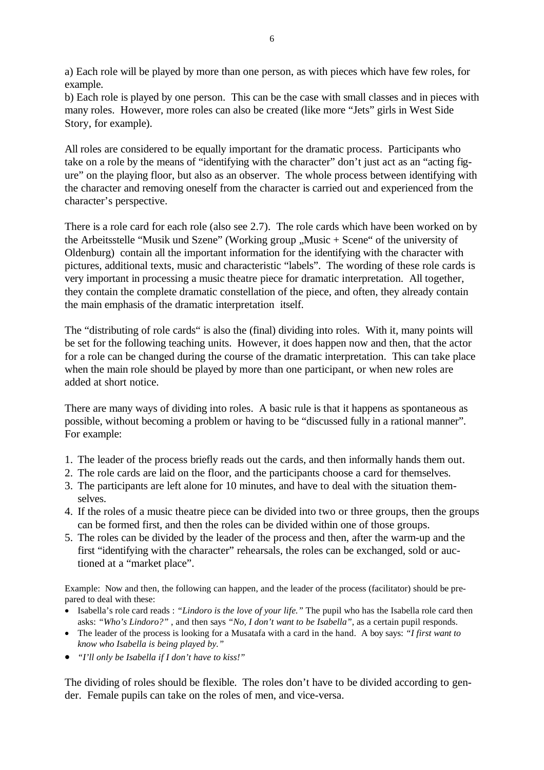a) Each role will be played by more than one person, as with pieces which have few roles, for example.
b) Each role is played by one person. This can be the case with small classes and in pieces with many roles. However, more roles can also be created (like more "Jets" girls in West Side Story, for example).

All roles are considered to be equally important for the dramatic process. Participants who take on a role by the means of "identifying with the character" don't just act as an "acting figure" on the playing floor, but also as an observer. The whole process between identifying with the character and removing oneself from the character is carried out and experienced from the character's perspective.

There is a role card for each role (also see 2.7). The role cards which have been worked on by the Arbeitsstelle "Musik und Szene" (Working group „Music + Scene" of the university of Oldenburg) contain all the important information for the identifying with the character with pictures, additional texts, music and characteristic "labels". The wording of these role cards is very important in processing a music theatre piece for dramatic interpretation. All together, they contain the complete dramatic constellation of the piece, and often, they already contain the main emphasis of the dramatic interpretation itself.

The "distributing of role cards" is also the (final) dividing into roles. With it, many points will be set for the following teaching units. However, it does happen now and then, that the actor for a role can be changed during the course of the dramatic interpretation. This can take place when the main role should be played by more than one participant, or when new roles are added at short notice.

There are many ways of dividing into roles. A basic rule is that it happens as spontaneous as possible, without becoming a problem or having to be "discussed fully in a rational manner". For example:

1. The leader of the process briefly reads out the cards, and then informally hands them out.
2. The role cards are laid on the floor, and the participants choose a card for themselves.
3. The participants are left alone for 10 minutes, and have to deal with the situation themselves.
4. If the roles of a music theatre piece can be divided into two or three groups, then the groups can be formed first, and then the roles can be divided within one of those groups.
5. The roles can be divided by the leader of the process and then, after the warm-up and the first "identifying with the character" rehearsals, the roles can be exchanged, sold or auctioned at a "market place".

Example: Now and then, the following can happen, and the leader of the process (facilitator) should be prepared to deal with these:

- Isabella's role card reads : *"Lindoro is the love of your life."* The pupil who has the Isabella role card then asks: *"Who's Lindoro?"* , and then says *"No, I don't want to be Isabella"*, as a certain pupil responds.
- The leader of the process is looking for a Musatafa with a card in the hand. A boy says: *"I first want to know who Isabella is being played by."*
- *"I'll only be Isabella if I don't have to kiss!"*

The dividing of roles should be flexible. The roles don't have to be divided according to gender. Female pupils can take on the roles of men, and vice-versa.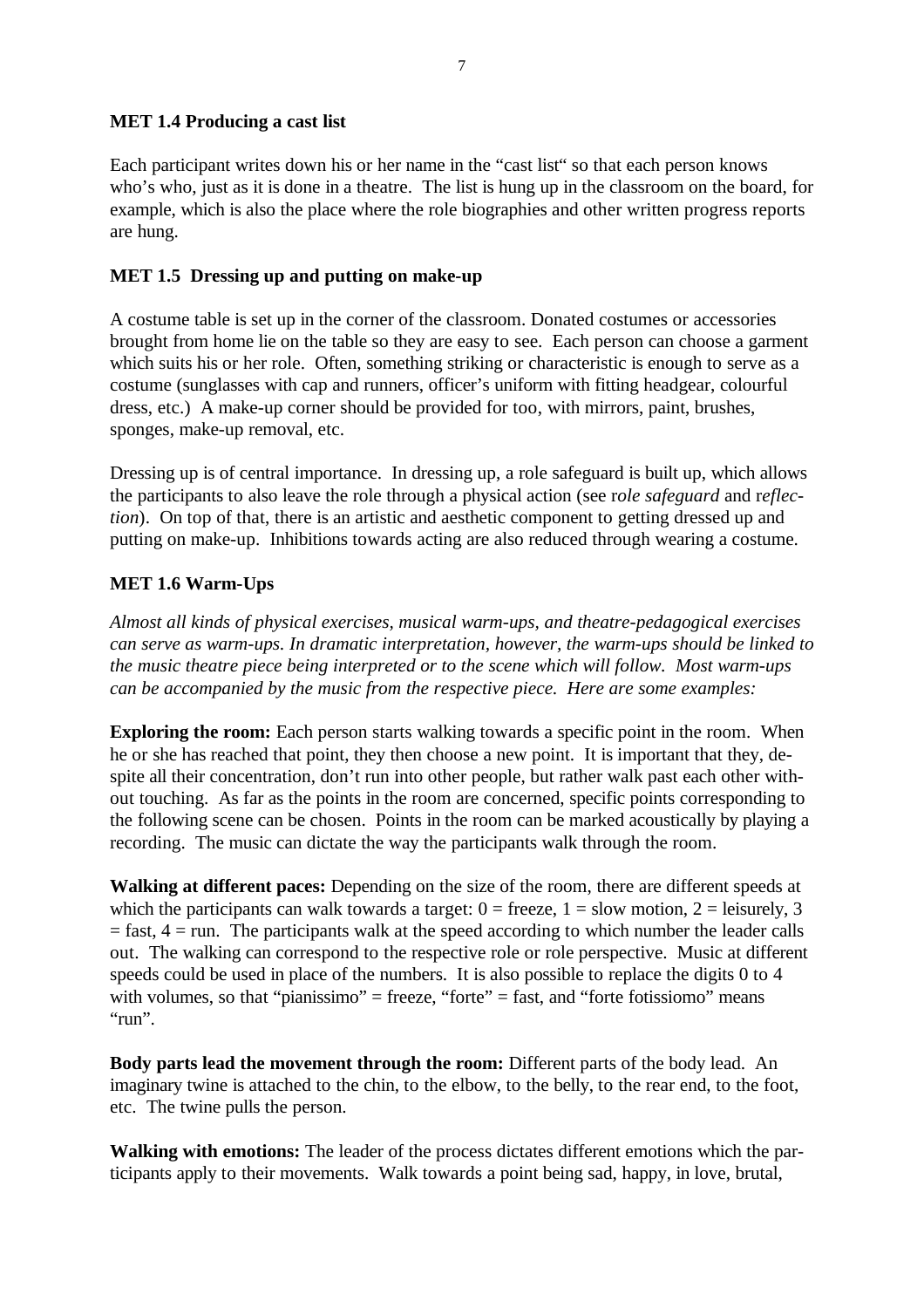**MET 1.4 Producing a cast list**

Each participant writes down his or her name in the “cast list“ so that each person knows who’s who, just as it is done in a theatre. The list is hung up in the classroom on the board, for example, which is also the place where the role biographies and other written progress reports are hung.

**MET 1.5 Dressing up and putting on make-up**

A costume table is set up in the corner of the classroom. Donated costumes or accessories brought from home lie on the table so they are easy to see. Each person can choose a garment which suits his or her role. Often, something striking or characteristic is enough to serve as a costume (sunglasses with cap and runners, officer’s uniform with fitting headgear, colourful dress, etc.) A make-up corner should be provided for too, with mirrors, paint, brushes, sponges, make-up removal, etc.

Dressing up is of central importance. In dressing up, a role safeguard is built up, which allows the participants to also leave the role through a physical action (see r*ole safeguard* and r*eflection*). On top of that, there is an artistic and aesthetic component to getting dressed up and putting on make-up. Inhibitions towards acting are also reduced through wearing a costume.

**MET 1.6 Warm-Ups**

*Almost all kinds of physical exercises, musical warm-ups, and theatre-pedagogical exercises can serve as warm-ups. In dramatic interpretation, however, the warm-ups should be linked to the music theatre piece being interpreted or to the scene which will follow. Most warm-ups can be accompanied by the music from the respective piece. Here are some examples:*

**Exploring the room:** Each person starts walking towards a specific point in the room. When he or she has reached that point, they then choose a new point. It is important that they, despite all their concentration, don’t run into other people, but rather walk past each other without touching. As far as the points in the room are concerned, specific points corresponding to the following scene can be chosen. Points in the room can be marked acoustically by playing a recording. The music can dictate the way the participants walk through the room.

**Walking at different paces:** Depending on the size of the room, there are different speeds at which the participants can walk towards a target: 0 = freeze, 1 = slow motion, 2 = leisurely, 3 = fast, 4 = run. The participants walk at the speed according to which number the leader calls out. The walking can correspond to the respective role or role perspective. Music at different speeds could be used in place of the numbers. It is also possible to replace the digits 0 to 4 with volumes, so that “pianissimo” = freeze, “forte” = fast, and “forte fotissiomo” means “run”.

**Body parts lead the movement through the room:** Different parts of the body lead. An imaginary twine is attached to the chin, to the elbow, to the belly, to the rear end, to the foot, etc. The twine pulls the person.

**Walking with emotions:** The leader of the process dictates different emotions which the participants apply to their movements. Walk towards a point being sad, happy, in love, brutal,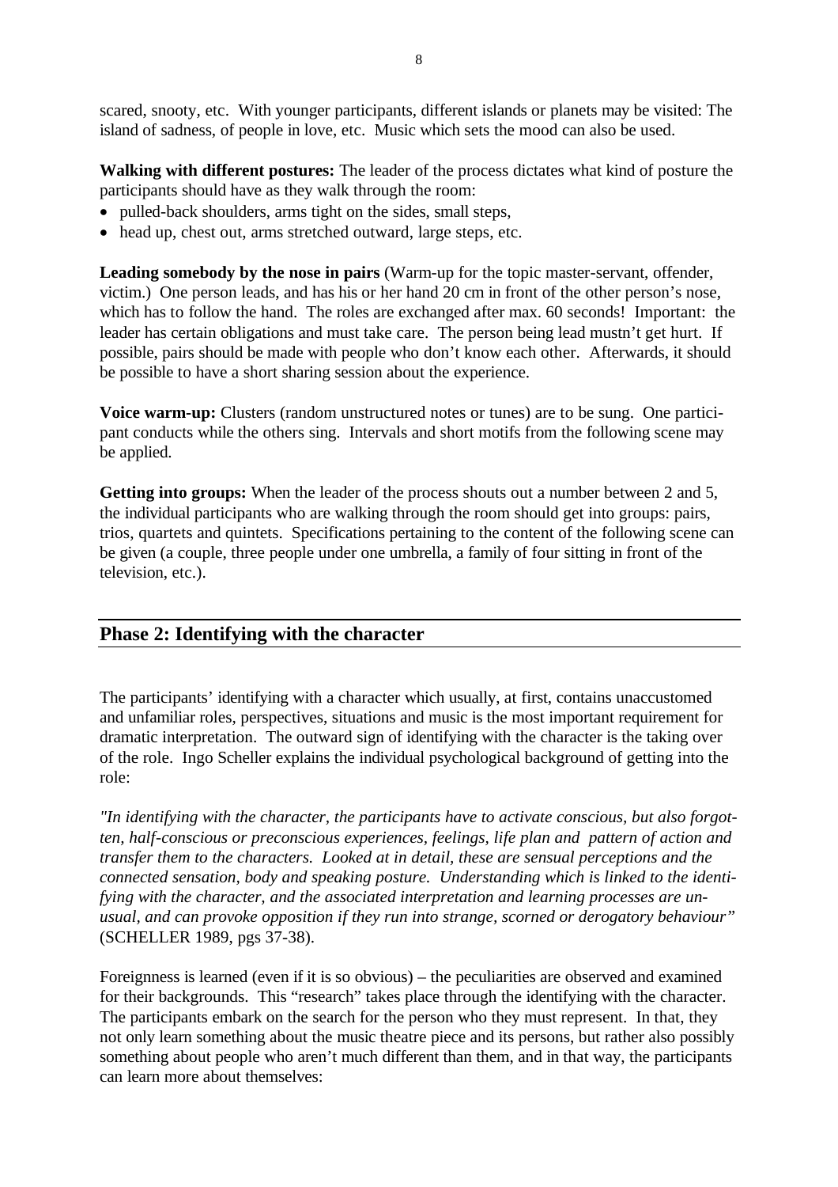scared, snooty, etc. With younger participants, different islands or planets may be visited: The island of sadness, of people in love, etc. Music which sets the mood can also be used.

**Walking with different postures:** The leader of the process dictates what kind of posture the participants should have as they walk through the room:

- pulled-back shoulders, arms tight on the sides, small steps,
- head up, chest out, arms stretched outward, large steps, etc.

**Leading somebody by the nose in pairs** (Warm-up for the topic master-servant, offender, victim.) One person leads, and has his or her hand 20 cm in front of the other person's nose, which has to follow the hand. The roles are exchanged after max. 60 seconds! Important: the leader has certain obligations and must take care. The person being lead mustn't get hurt. If possible, pairs should be made with people who don't know each other. Afterwards, it should be possible to have a short sharing session about the experience.

**Voice warm-up:** Clusters (random unstructured notes or tunes) are to be sung. One participant conducts while the others sing. Intervals and short motifs from the following scene may be applied.

**Getting into groups:** When the leader of the process shouts out a number between 2 and 5, the individual participants who are walking through the room should get into groups: pairs, trios, quartets and quintets. Specifications pertaining to the content of the following scene can be given (a couple, three people under one umbrella, a family of four sitting in front of the television, etc.).

## Phase 2: Identifying with the character

The participants' identifying with a character which usually, at first, contains unaccustomed and unfamiliar roles, perspectives, situations and music is the most important requirement for dramatic interpretation. The outward sign of identifying with the character is the taking over of the role. Ingo Scheller explains the individual psychological background of getting into the role:

*"In identifying with the character, the participants have to activate conscious, but also forgotten, half-conscious or preconscious experiences, feelings, life plan and pattern of action and transfer them to the characters. Looked at in detail, these are sensual perceptions and the connected sensation, body and speaking posture. Understanding which is linked to the identifying with the character, and the associated interpretation and learning processes are unusual, and can provoke opposition if they run into strange, scorned or derogatory behaviour"* (SCHELLER 1989, pgs 37-38).

Foreignness is learned (even if it is so obvious) – the peculiarities are observed and examined for their backgrounds. This "research" takes place through the identifying with the character. The participants embark on the search for the person who they must represent. In that, they not only learn something about the music theatre piece and its persons, but rather also possibly something about people who aren't much different than them, and in that way, the participants can learn more about themselves: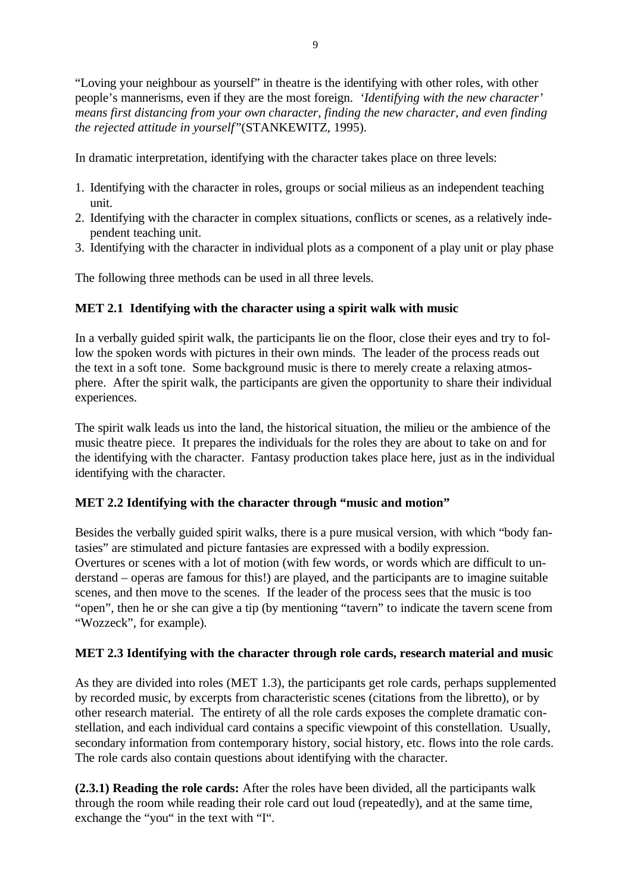"Loving your neighbour as yourself" in theatre is the identifying with other roles, with other people's mannerisms, even if they are the most foreign. *'Identifying with the new character' means first distancing from your own character, finding the new character, and even finding the rejected attitude in yourself"*(STANKEWITZ, 1995).

In dramatic interpretation, identifying with the character takes place on three levels:

1. Identifying with the character in roles, groups or social milieus as an independent teaching unit.
2. Identifying with the character in complex situations, conflicts or scenes, as a relatively independent teaching unit.
3. Identifying with the character in individual plots as a component of a play unit or play phase

The following three methods can be used in all three levels.

**MET 2.1 Identifying with the character using a spirit walk with music**

In a verbally guided spirit walk, the participants lie on the floor, close their eyes and try to follow the spoken words with pictures in their own minds. The leader of the process reads out the text in a soft tone. Some background music is there to merely create a relaxing atmosphere. After the spirit walk, the participants are given the opportunity to share their individual experiences.

The spirit walk leads us into the land, the historical situation, the milieu or the ambience of the music theatre piece. It prepares the individuals for the roles they are about to take on and for the identifying with the character. Fantasy production takes place here, just as in the individual identifying with the character.

**MET 2.2 Identifying with the character through "music and motion"**

Besides the verbally guided spirit walks, there is a pure musical version, with which "body fantasies" are stimulated and picture fantasies are expressed with a bodily expression. Overtures or scenes with a lot of motion (with few words, or words which are difficult to understand – operas are famous for this!) are played, and the participants are to imagine suitable scenes, and then move to the scenes. If the leader of the process sees that the music is too "open", then he or she can give a tip (by mentioning "tavern" to indicate the tavern scene from "Wozzeck", for example).

**MET 2.3 Identifying with the character through role cards, research material and music**

As they are divided into roles (MET 1.3), the participants get role cards, perhaps supplemented by recorded music, by excerpts from characteristic scenes (citations from the libretto), or by other research material. The entirety of all the role cards exposes the complete dramatic constellation, and each individual card contains a specific viewpoint of this constellation. Usually, secondary information from contemporary history, social history, etc. flows into the role cards. The role cards also contain questions about identifying with the character.

**(2.3.1) Reading the role cards:** After the roles have been divided, all the participants walk through the room while reading their role card out loud (repeatedly), and at the same time, exchange the "you" in the text with "I".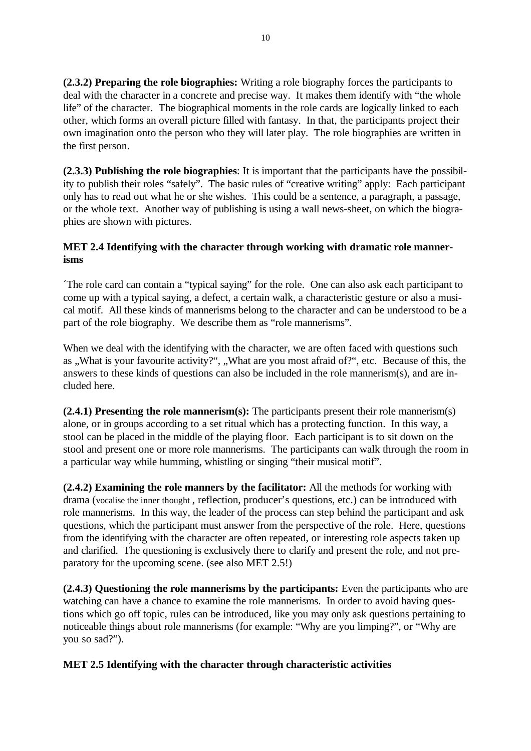**(2.3.2) Preparing the role biographies:** Writing a role biography forces the participants to deal with the character in a concrete and precise way. It makes them identify with "the whole life" of the character. The biographical moments in the role cards are logically linked to each other, which forms an overall picture filled with fantasy. In that, the participants project their own imagination onto the person who they will later play. The role biographies are written in the first person.

**(2.3.3) Publishing the role biographies**: It is important that the participants have the possibility to publish their roles "safely". The basic rules of "creative writing" apply: Each participant only has to read out what he or she wishes. This could be a sentence, a paragraph, a passage, or the whole text. Another way of publishing is using a wall news-sheet, on which the biographies are shown with pictures.

**MET 2.4 Identifying with the character through working with dramatic role mannerisms**

´The role card can contain a "typical saying" for the role. One can also ask each participant to come up with a typical saying, a defect, a certain walk, a characteristic gesture or also a musical motif. All these kinds of mannerisms belong to the character and can be understood to be a part of the role biography. We describe them as "role mannerisms".

When we deal with the identifying with the character, we are often faced with questions such as „What is your favourite activity?", „What are you most afraid of?", etc. Because of this, the answers to these kinds of questions can also be included in the role mannerism(s), and are included here.

**(2.4.1) Presenting the role mannerism(s):** The participants present their role mannerism(s) alone, or in groups according to a set ritual which has a protecting function. In this way, a stool can be placed in the middle of the playing floor. Each participant is to sit down on the stool and present one or more role mannerisms. The participants can walk through the room in a particular way while humming, whistling or singing "their musical motif".

**(2.4.2) Examining the role manners by the facilitator:** All the methods for working with drama (vocalise the inner thought , reflection, producer's questions, etc.) can be introduced with role mannerisms. In this way, the leader of the process can step behind the participant and ask questions, which the participant must answer from the perspective of the role. Here, questions from the identifying with the character are often repeated, or interesting role aspects taken up and clarified. The questioning is exclusively there to clarify and present the role, and not preparatory for the upcoming scene. (see also MET 2.5!)

**(2.4.3) Questioning the role mannerisms by the participants:** Even the participants who are watching can have a chance to examine the role mannerisms. In order to avoid having questions which go off topic, rules can be introduced, like you may only ask questions pertaining to noticeable things about role mannerisms (for example: "Why are you limping?", or "Why are you so sad?").

**MET 2.5 Identifying with the character through characteristic activities**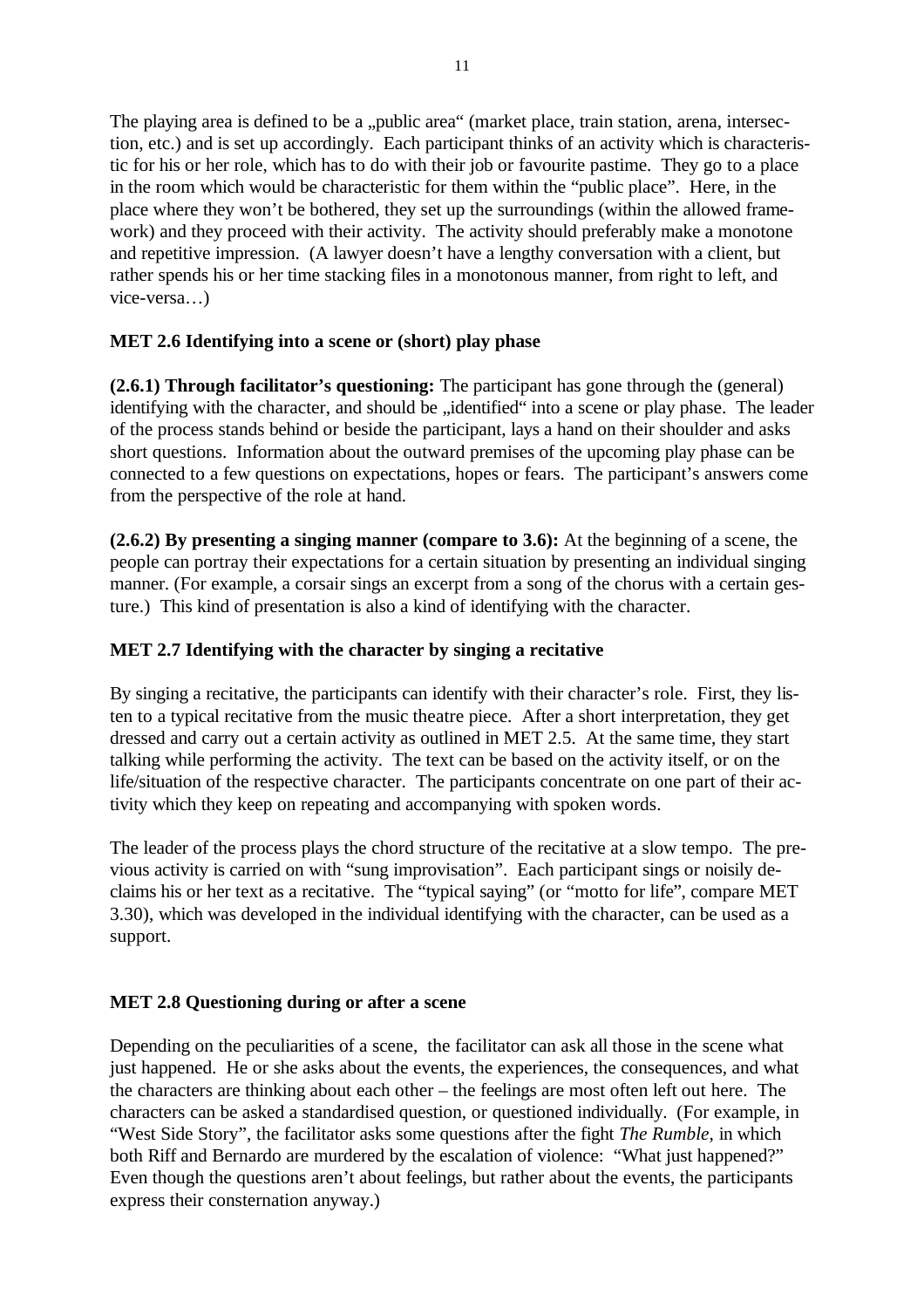The playing area is defined to be a „public area" (market place, train station, arena, intersection, etc.) and is set up accordingly. Each participant thinks of an activity which is characteristic for his or her role, which has to do with their job or favourite pastime. They go to a place in the room which would be characteristic for them within the "public place". Here, in the place where they won't be bothered, they set up the surroundings (within the allowed framework) and they proceed with their activity. The activity should preferably make a monotone and repetitive impression. (A lawyer doesn't have a lengthy conversation with a client, but rather spends his or her time stacking files in a monotonous manner, from right to left, and vice-versa…)

**MET 2.6 Identifying into a scene or (short) play phase**

**(2.6.1) Through facilitator's questioning:** The participant has gone through the (general) identifying with the character, and should be „identified" into a scene or play phase. The leader of the process stands behind or beside the participant, lays a hand on their shoulder and asks short questions. Information about the outward premises of the upcoming play phase can be connected to a few questions on expectations, hopes or fears. The participant's answers come from the perspective of the role at hand.

**(2.6.2) By presenting a singing manner (compare to 3.6):** At the beginning of a scene, the people can portray their expectations for a certain situation by presenting an individual singing manner. (For example, a corsair sings an excerpt from a song of the chorus with a certain gesture.) This kind of presentation is also a kind of identifying with the character.

**MET 2.7 Identifying with the character by singing a recitative**

By singing a recitative, the participants can identify with their character's role. First, they listen to a typical recitative from the music theatre piece. After a short interpretation, they get dressed and carry out a certain activity as outlined in MET 2.5. At the same time, they start talking while performing the activity. The text can be based on the activity itself, or on the life/situation of the respective character. The participants concentrate on one part of their activity which they keep on repeating and accompanying with spoken words.

The leader of the process plays the chord structure of the recitative at a slow tempo. The previous activity is carried on with "sung improvisation". Each participant sings or noisily declaims his or her text as a recitative. The "typical saying" (or "motto for life", compare MET 3.30), which was developed in the individual identifying with the character, can be used as a support.

**MET 2.8 Questioning during or after a scene**

Depending on the peculiarities of a scene, the facilitator can ask all those in the scene what just happened. He or she asks about the events, the experiences, the consequences, and what the characters are thinking about each other – the feelings are most often left out here. The characters can be asked a standardised question, or questioned individually. (For example, in "West Side Story", the facilitator asks some questions after the fight *The Rumble*, in which both Riff and Bernardo are murdered by the escalation of violence: "What just happened?" Even though the questions aren't about feelings, but rather about the events, the participants express their consternation anyway.)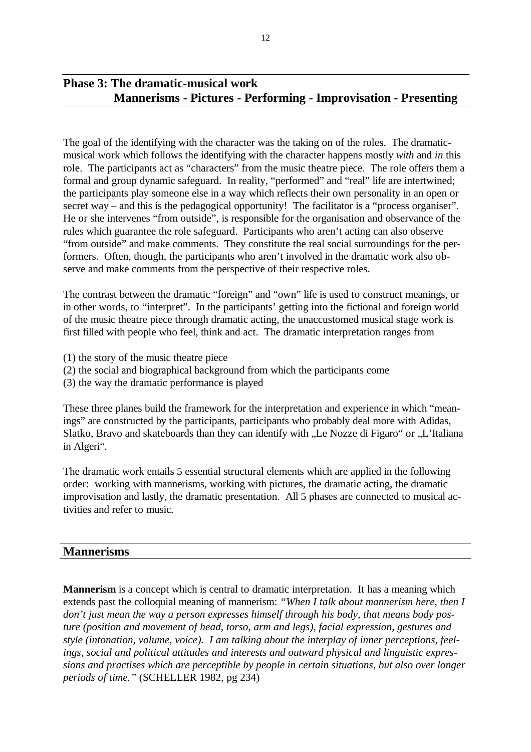## Phase 3: The dramatic-musical work
## Mannerisms - Pictures - Performing - Improvisation - Presenting

The goal of the identifying with the character was the taking on of the roles. The dramatic-musical work which follows the identifying with the character happens mostly *with* and *in* this role. The participants act as "characters" from the music theatre piece. The role offers them a formal and group dynamic safeguard. In reality, "performed" and "real" life are intertwined; the participants play someone else in a way which reflects their own personality in an open or secret way – and this is the pedagogical opportunity! The facilitator is a "process organiser". He or she intervenes "from outside", is responsible for the organisation and observance of the rules which guarantee the role safeguard. Participants who aren't acting can also observe "from outside" and make comments. They constitute the real social surroundings for the performers. Often, though, the participants who aren't involved in the dramatic work also observe and make comments from the perspective of their respective roles.

The contrast between the dramatic "foreign" and "own" life is used to construct meanings, or in other words, to "interpret". In the participants' getting into the fictional and foreign world of the music theatre piece through dramatic acting, the unaccustomed musical stage work is first filled with people who feel, think and act. The dramatic interpretation ranges from

(1) the story of the music theatre piece
(2) the social and biographical background from which the participants come
(3) the way the dramatic performance is played

These three planes build the framework for the interpretation and experience in which "meanings" are constructed by the participants, participants who probably deal more with Adidas, Slatko, Bravo and skateboards than they can identify with „Le Nozze di Figaro" or „L'Italiana in Algeri".

The dramatic work entails 5 essential structural elements which are applied in the following order: working with mannerisms, working with pictures, the dramatic acting, the dramatic improvisation and lastly, the dramatic presentation. All 5 phases are connected to musical activities and refer to music.

## Mannerisms

**Mannerism** is a concept which is central to dramatic interpretation. It has a meaning which extends past the colloquial meaning of mannerism: *"When I talk about mannerism here, then I don't just mean the way a person expresses himself through his body, that means body posture (position and movement of head, torso, arm and legs), facial expression, gestures and style (intonation, volume, voice). I am talking about the interplay of inner perceptions, feelings, social and political attitudes and interests and outward physical and linguistic expressions and practises which are perceptible by people in certain situations, but also over longer periods of time."* (SCHELLER 1982, pg 234)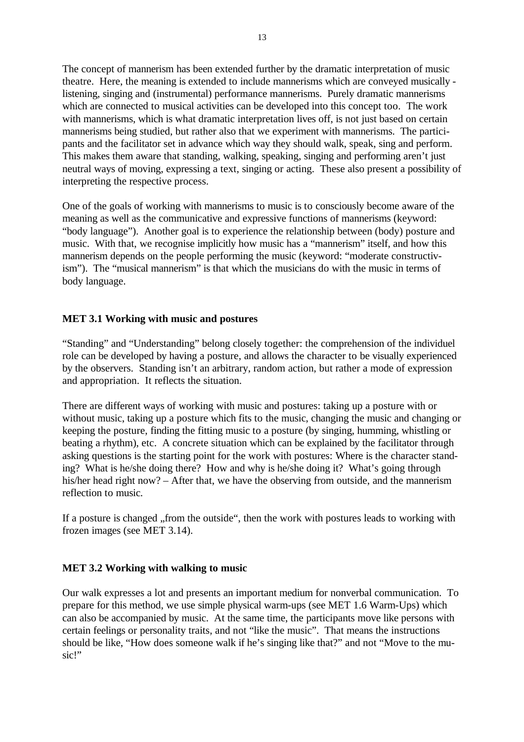The concept of mannerism has been extended further by the dramatic interpretation of music theatre. Here, the meaning is extended to include mannerisms which are conveyed musically - listening, singing and (instrumental) performance mannerisms. Purely dramatic mannerisms which are connected to musical activities can be developed into this concept too. The work with mannerisms, which is what dramatic interpretation lives off, is not just based on certain mannerisms being studied, but rather also that we experiment with mannerisms. The participants and the facilitator set in advance which way they should walk, speak, sing and perform. This makes them aware that standing, walking, speaking, singing and performing aren't just neutral ways of moving, expressing a text, singing or acting. These also present a possibility of interpreting the respective process.

One of the goals of working with mannerisms to music is to consciously become aware of the meaning as well as the communicative and expressive functions of mannerisms (keyword: "body language"). Another goal is to experience the relationship between (body) posture and music. With that, we recognise implicitly how music has a "mannerism" itself, and how this mannerism depends on the people performing the music (keyword: "moderate constructivism"). The "musical mannerism" is that which the musicians do with the music in terms of body language.

### MET 3.1 Working with music and postures

"Standing" and "Understanding" belong closely together: the comprehension of the individuel role can be developed by having a posture, and allows the character to be visually experienced by the observers. Standing isn't an arbitrary, random action, but rather a mode of expression and appropriation. It reflects the situation.

There are different ways of working with music and postures: taking up a posture with or without music, taking up a posture which fits to the music, changing the music and changing or keeping the posture, finding the fitting music to a posture (by singing, humming, whistling or beating a rhythm), etc. A concrete situation which can be explained by the facilitator through asking questions is the starting point for the work with postures: Where is the character standing? What is he/she doing there? How and why is he/she doing it? What's going through his/her head right now? – After that, we have the observing from outside, and the mannerism reflection to music.

If a posture is changed „from the outside", then the work with postures leads to working with frozen images (see MET 3.14).

### MET 3.2 Working with walking to music

Our walk expresses a lot and presents an important medium for nonverbal communication. To prepare for this method, we use simple physical warm-ups (see MET 1.6 Warm-Ups) which can also be accompanied by music. At the same time, the participants move like persons with certain feelings or personality traits, and not "like the music". That means the instructions should be like, "How does someone walk if he's singing like that?" and not "Move to the music!"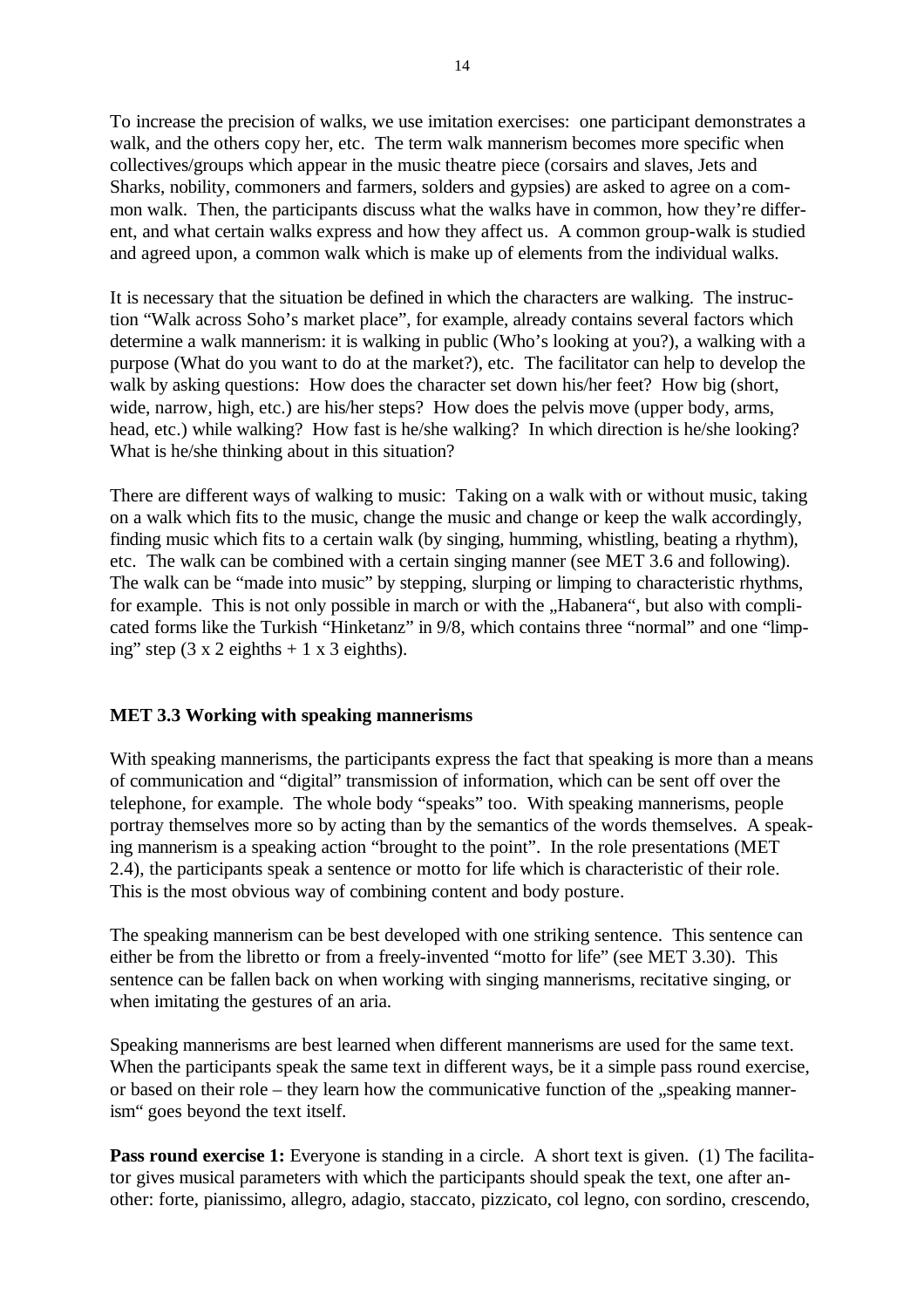To increase the precision of walks, we use imitation exercises: one participant demonstrates a walk, and the others copy her, etc. The term walk mannerism becomes more specific when collectives/groups which appear in the music theatre piece (corsairs and slaves, Jets and Sharks, nobility, commoners and farmers, solders and gypsies) are asked to agree on a common walk. Then, the participants discuss what the walks have in common, how they're different, and what certain walks express and how they affect us. A common group-walk is studied and agreed upon, a common walk which is make up of elements from the individual walks.

It is necessary that the situation be defined in which the characters are walking. The instruction "Walk across Soho's market place", for example, already contains several factors which determine a walk mannerism: it is walking in public (Who's looking at you?), a walking with a purpose (What do you want to do at the market?), etc. The facilitator can help to develop the walk by asking questions: How does the character set down his/her feet? How big (short, wide, narrow, high, etc.) are his/her steps? How does the pelvis move (upper body, arms, head, etc.) while walking? How fast is he/she walking? In which direction is he/she looking? What is he/she thinking about in this situation?

There are different ways of walking to music: Taking on a walk with or without music, taking on a walk which fits to the music, change the music and change or keep the walk accordingly, finding music which fits to a certain walk (by singing, humming, whistling, beating a rhythm), etc. The walk can be combined with a certain singing manner (see MET 3.6 and following). The walk can be "made into music" by stepping, slurping or limping to characteristic rhythms, for example. This is not only possible in march or with the „Habanera", but also with complicated forms like the Turkish "Hinketanz" in 9/8, which contains three "normal" and one "limping" step (3 x 2 eighths + 1 x 3 eighths).

### MET 3.3 Working with speaking mannerisms

With speaking mannerisms, the participants express the fact that speaking is more than a means of communication and "digital" transmission of information, which can be sent off over the telephone, for example. The whole body "speaks" too. With speaking mannerisms, people portray themselves more so by acting than by the semantics of the words themselves. A speaking mannerism is a speaking action "brought to the point". In the role presentations (MET 2.4), the participants speak a sentence or motto for life which is characteristic of their role. This is the most obvious way of combining content and body posture.

The speaking mannerism can be best developed with one striking sentence. This sentence can either be from the libretto or from a freely-invented "motto for life" (see MET 3.30). This sentence can be fallen back on when working with singing mannerisms, recitative singing, or when imitating the gestures of an aria.

Speaking mannerisms are best learned when different mannerisms are used for the same text. When the participants speak the same text in different ways, be it a simple pass round exercise, or based on their role – they learn how the communicative function of the „speaking mannerism" goes beyond the text itself.

**Pass round exercise 1:** Everyone is standing in a circle. A short text is given. (1) The facilitator gives musical parameters with which the participants should speak the text, one after another: forte, pianissimo, allegro, adagio, staccato, pizzicato, col legno, con sordino, crescendo,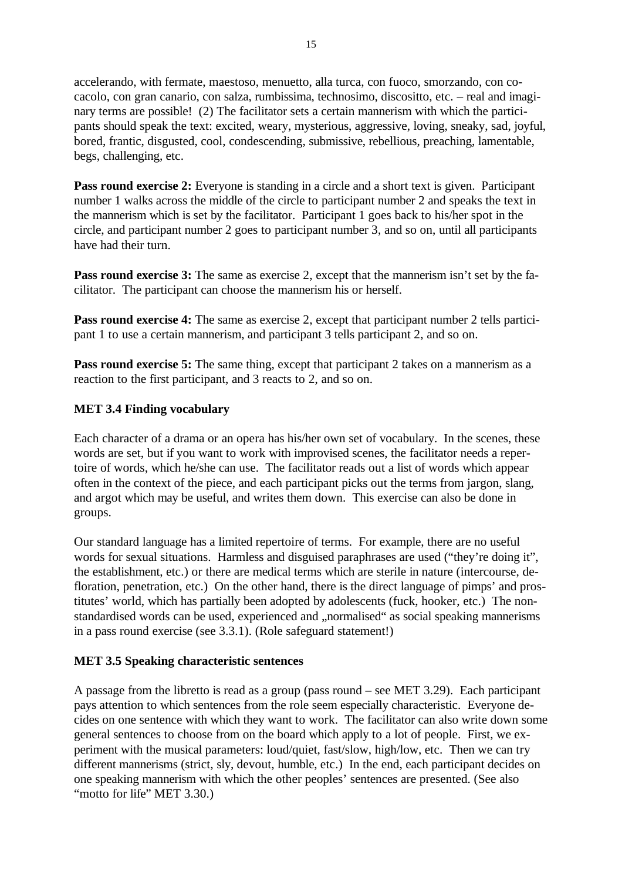accelerando, with fermate, maestoso, menuetto, alla turca, con fuoco, smorzando, con co-cacolo, con gran canario, con salza, rumbissima, technosimo, discositto, etc. – real and imaginary terms are possible! (2) The facilitator sets a certain mannerism with which the participants should speak the text: excited, weary, mysterious, aggressive, loving, sneaky, sad, joyful, bored, frantic, disgusted, cool, condescending, submissive, rebellious, preaching, lamentable, begs, challenging, etc.

**Pass round exercise 2:** Everyone is standing in a circle and a short text is given. Participant number 1 walks across the middle of the circle to participant number 2 and speaks the text in the mannerism which is set by the facilitator. Participant 1 goes back to his/her spot in the circle, and participant number 2 goes to participant number 3, and so on, until all participants have had their turn.

**Pass round exercise 3:** The same as exercise 2, except that the mannerism isn't set by the facilitator. The participant can choose the mannerism his or herself.

**Pass round exercise 4:** The same as exercise 2, except that participant number 2 tells participant 1 to use a certain mannerism, and participant 3 tells participant 2, and so on.

**Pass round exercise 5:** The same thing, except that participant 2 takes on a mannerism as a reaction to the first participant, and 3 reacts to 2, and so on.

### MET 3.4 Finding vocabulary

Each character of a drama or an opera has his/her own set of vocabulary. In the scenes, these words are set, but if you want to work with improvised scenes, the facilitator needs a repertoire of words, which he/she can use. The facilitator reads out a list of words which appear often in the context of the piece, and each participant picks out the terms from jargon, slang, and argot which may be useful, and writes them down. This exercise can also be done in groups.

Our standard language has a limited repertoire of terms. For example, there are no useful words for sexual situations. Harmless and disguised paraphrases are used ("they're doing it", the establishment, etc.) or there are medical terms which are sterile in nature (intercourse, defloration, penetration, etc.) On the other hand, there is the direct language of pimps' and prostitutes' world, which has partially been adopted by adolescents (fuck, hooker, etc.) The non-standardised words can be used, experienced and „normalised" as social speaking mannerisms in a pass round exercise (see 3.3.1). (Role safeguard statement!)

### MET 3.5 Speaking characteristic sentences

A passage from the libretto is read as a group (pass round – see MET 3.29). Each participant pays attention to which sentences from the role seem especially characteristic. Everyone decides on one sentence with which they want to work. The facilitator can also write down some general sentences to choose from on the board which apply to a lot of people. First, we experiment with the musical parameters: loud/quiet, fast/slow, high/low, etc. Then we can try different mannerisms (strict, sly, devout, humble, etc.) In the end, each participant decides on one speaking mannerism with which the other peoples' sentences are presented. (See also "motto for life" MET 3.30.)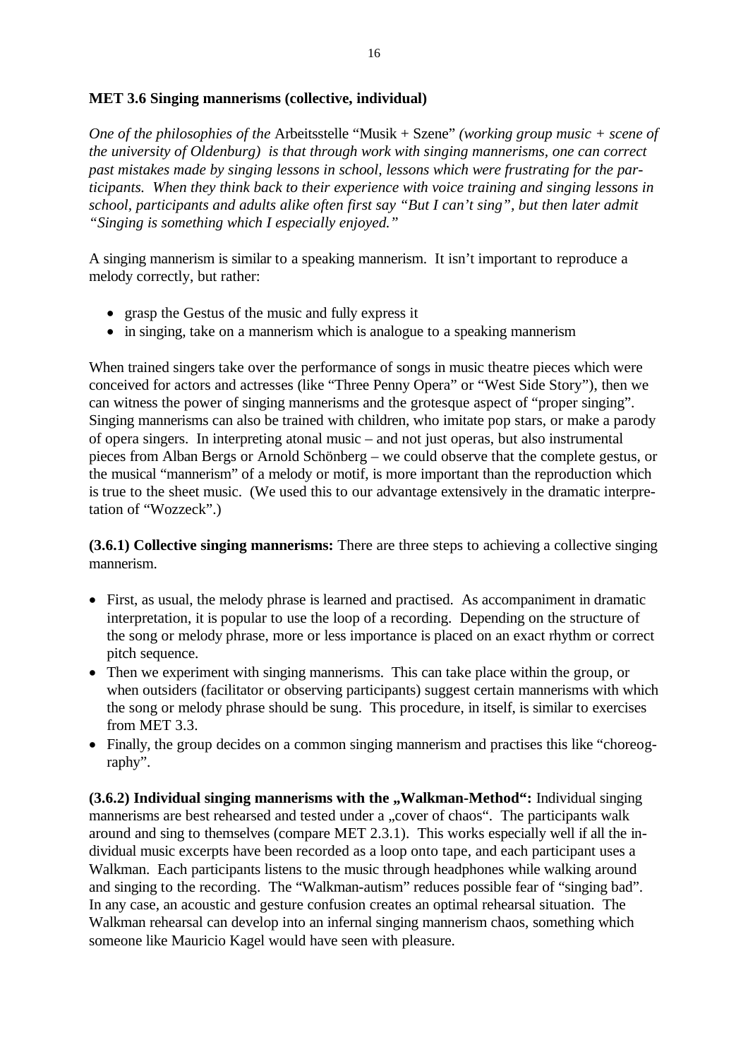**MET 3.6 Singing mannerisms (collective, individual)**

*One of the philosophies of the* Arbeitsstelle “Musik + Szene” *(working group music + scene of the university of Oldenburg) is that through work with singing mannerisms, one can correct past mistakes made by singing lessons in school, lessons which were frustrating for the participants. When they think back to their experience with voice training and singing lessons in school, participants and adults alike often first say “But I can’t sing”, but then later admit “Singing is something which I especially enjoyed.”*

A singing mannerism is similar to a speaking mannerism. It isn’t important to reproduce a melody correctly, but rather:

- grasp the Gestus of the music and fully express it
- in singing, take on a mannerism which is analogue to a speaking mannerism

When trained singers take over the performance of songs in music theatre pieces which were conceived for actors and actresses (like “Three Penny Opera” or “West Side Story”), then we can witness the power of singing mannerisms and the grotesque aspect of “proper singing”. Singing mannerisms can also be trained with children, who imitate pop stars, or make a parody of opera singers. In interpreting atonal music – and not just operas, but also instrumental pieces from Alban Bergs or Arnold Schönberg – we could observe that the complete gestus, or the musical “mannerism” of a melody or motif, is more important than the reproduction which is true to the sheet music. (We used this to our advantage extensively in the dramatic interpretation of “Wozzeck”.)

**(3.6.1) Collective singing mannerisms:** There are three steps to achieving a collective singing mannerism.

- First, as usual, the melody phrase is learned and practised. As accompaniment in dramatic interpretation, it is popular to use the loop of a recording. Depending on the structure of the song or melody phrase, more or less importance is placed on an exact rhythm or correct pitch sequence.
- Then we experiment with singing mannerisms. This can take place within the group, or when outsiders (facilitator or observing participants) suggest certain mannerisms with which the song or melody phrase should be sung. This procedure, in itself, is similar to exercises from MET 3.3.
- Finally, the group decides on a common singing mannerism and practises this like “choreography”.

**(3.6.2) Individual singing mannerisms with the „Walkman-Method“:** Individual singing mannerisms are best rehearsed and tested under a „cover of chaos“. The participants walk around and sing to themselves (compare MET 2.3.1). This works especially well if all the individual music excerpts have been recorded as a loop onto tape, and each participant uses a Walkman. Each participants listens to the music through headphones while walking around and singing to the recording. The “Walkman-autism” reduces possible fear of “singing bad”. In any case, an acoustic and gesture confusion creates an optimal rehearsal situation. The Walkman rehearsal can develop into an infernal singing mannerism chaos, something which someone like Mauricio Kagel would have seen with pleasure.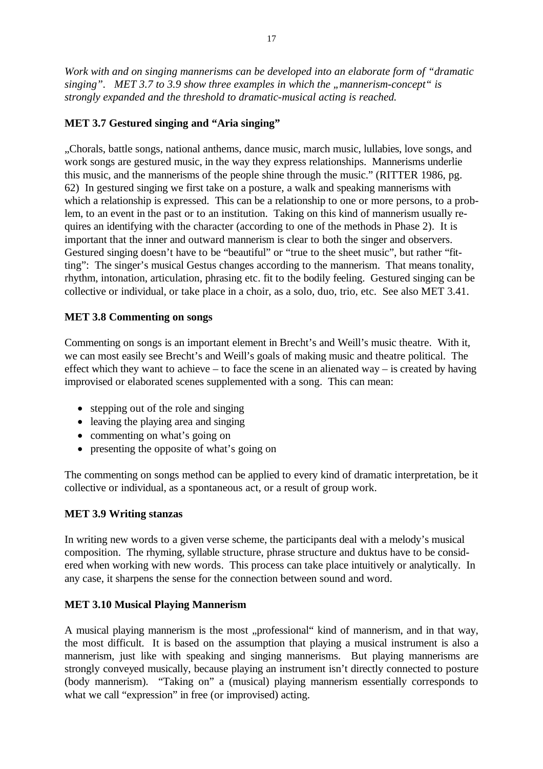*Work with and on singing mannerisms can be developed into an elaborate form of "dramatic singing". MET 3.7 to 3.9 show three examples in which the „mannerism-concept" is strongly expanded and the threshold to dramatic-musical acting is reached.*

**MET 3.7 Gestured singing and "Aria singing"**

„Chorals, battle songs, national anthems, dance music, march music, lullabies, love songs, and work songs are gestured music, in the way they express relationships. Mannerisms underlie this music, and the mannerisms of the people shine through the music." (RITTER 1986, pg. 62) In gestured singing we first take on a posture, a walk and speaking mannerisms with which a relationship is expressed. This can be a relationship to one or more persons, to a problem, to an event in the past or to an institution. Taking on this kind of mannerism usually requires an identifying with the character (according to one of the methods in Phase 2). It is important that the inner and outward mannerism is clear to both the singer and observers. Gestured singing doesn't have to be "beautiful" or "true to the sheet music", but rather "fitting": The singer's musical Gestus changes according to the mannerism. That means tonality, rhythm, intonation, articulation, phrasing etc. fit to the bodily feeling. Gestured singing can be collective or individual, or take place in a choir, as a solo, duo, trio, etc. See also MET 3.41.

**MET 3.8 Commenting on songs**

Commenting on songs is an important element in Brecht's and Weill's music theatre. With it, we can most easily see Brecht's and Weill's goals of making music and theatre political. The effect which they want to achieve – to face the scene in an alienated way – is created by having improvised or elaborated scenes supplemented with a song. This can mean:

- stepping out of the role and singing
- leaving the playing area and singing
- commenting on what's going on
- presenting the opposite of what's going on

The commenting on songs method can be applied to every kind of dramatic interpretation, be it collective or individual, as a spontaneous act, or a result of group work.

**MET 3.9 Writing stanzas**

In writing new words to a given verse scheme, the participants deal with a melody's musical composition. The rhyming, syllable structure, phrase structure and duktus have to be considered when working with new words. This process can take place intuitively or analytically. In any case, it sharpens the sense for the connection between sound and word.

**MET 3.10 Musical Playing Mannerism**

A musical playing mannerism is the most „professional" kind of mannerism, and in that way, the most difficult. It is based on the assumption that playing a musical instrument is also a mannerism, just like with speaking and singing mannerisms. But playing mannerisms are strongly conveyed musically, because playing an instrument isn't directly connected to posture (body mannerism). "Taking on" a (musical) playing mannerism essentially corresponds to what we call "expression" in free (or improvised) acting.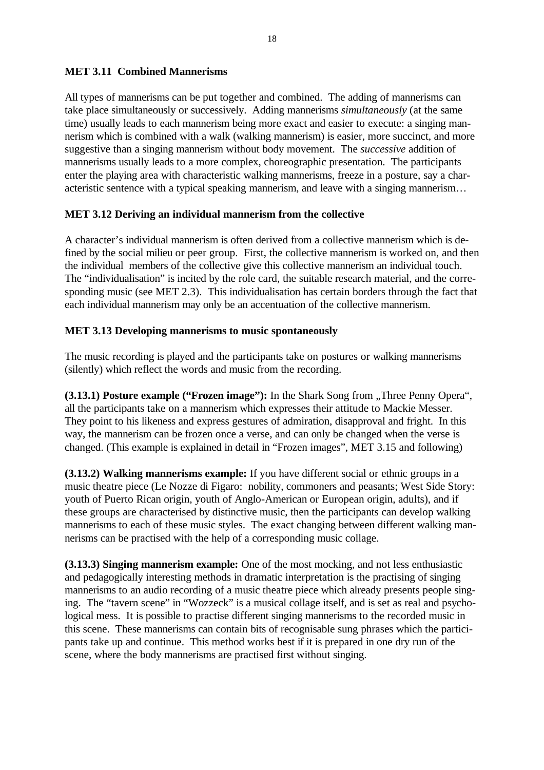**MET 3.11 Combined Mannerisms**

All types of mannerisms can be put together and combined. The adding of mannerisms can take place simultaneously or successively. Adding mannerisms *simultaneously* (at the same time) usually leads to each mannerism being more exact and easier to execute: a singing mannerism which is combined with a walk (walking mannerism) is easier, more succinct, and more suggestive than a singing mannerism without body movement. The *successive* addition of mannerisms usually leads to a more complex, choreographic presentation. The participants enter the playing area with characteristic walking mannerisms, freeze in a posture, say a characteristic sentence with a typical speaking mannerism, and leave with a singing mannerism…

**MET 3.12 Deriving an individual mannerism from the collective**

A character's individual mannerism is often derived from a collective mannerism which is defined by the social milieu or peer group. First, the collective mannerism is worked on, and then the individual members of the collective give this collective mannerism an individual touch. The "individualisation" is incited by the role card, the suitable research material, and the corresponding music (see MET 2.3). This individualisation has certain borders through the fact that each individual mannerism may only be an accentuation of the collective mannerism.

**MET 3.13 Developing mannerisms to music spontaneously**

The music recording is played and the participants take on postures or walking mannerisms (silently) which reflect the words and music from the recording.

**(3.13.1) Posture example ("Frozen image"):** In the Shark Song from „Three Penny Opera", all the participants take on a mannerism which expresses their attitude to Mackie Messer. They point to his likeness and express gestures of admiration, disapproval and fright. In this way, the mannerism can be frozen once a verse, and can only be changed when the verse is changed. (This example is explained in detail in "Frozen images", MET 3.15 and following)

**(3.13.2) Walking mannerisms example:** If you have different social or ethnic groups in a music theatre piece (Le Nozze di Figaro: nobility, commoners and peasants; West Side Story: youth of Puerto Rican origin, youth of Anglo-American or European origin, adults), and if these groups are characterised by distinctive music, then the participants can develop walking mannerisms to each of these music styles. The exact changing between different walking mannerisms can be practised with the help of a corresponding music collage.

**(3.13.3) Singing mannerism example:** One of the most mocking, and not less enthusiastic and pedagogically interesting methods in dramatic interpretation is the practising of singing mannerisms to an audio recording of a music theatre piece which already presents people singing. The "tavern scene" in "Wozzeck" is a musical collage itself, and is set as real and psychological mess. It is possible to practise different singing mannerisms to the recorded music in this scene. These mannerisms can contain bits of recognisable sung phrases which the participants take up and continue. This method works best if it is prepared in one dry run of the scene, where the body mannerisms are practised first without singing.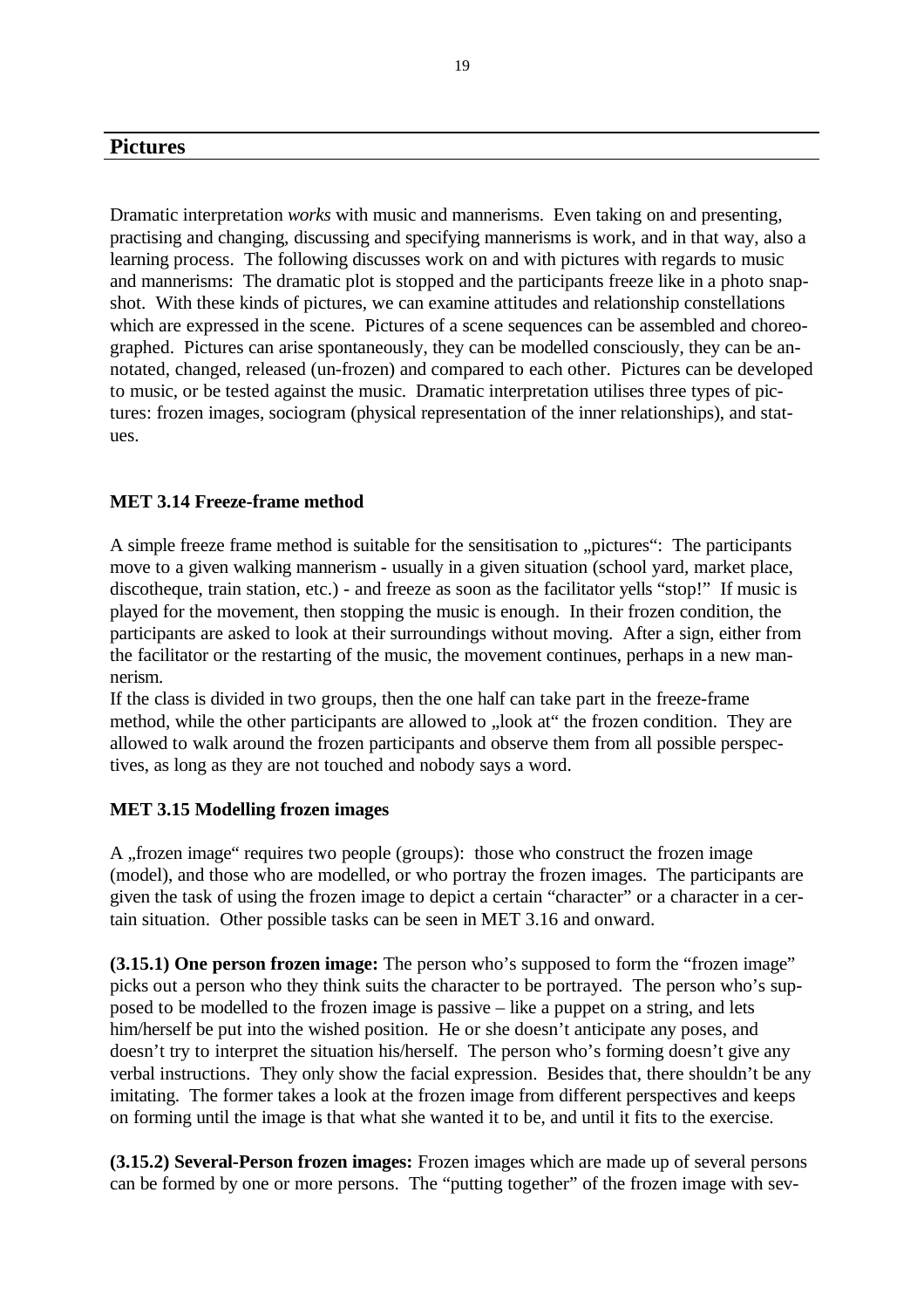## Pictures

Dramatic interpretation *works* with music and mannerisms. Even taking on and presenting, practising and changing, discussing and specifying mannerisms is work, and in that way, also a learning process. The following discusses work on and with pictures with regards to music and mannerisms: The dramatic plot is stopped and the participants freeze like in a photo snapshot. With these kinds of pictures, we can examine attitudes and relationship constellations which are expressed in the scene. Pictures of a scene sequences can be assembled and choreographed. Pictures can arise spontaneously, they can be modelled consciously, they can be annotated, changed, released (un-frozen) and compared to each other. Pictures can be developed to music, or be tested against the music. Dramatic interpretation utilises three types of pictures: frozen images, sociogram (physical representation of the inner relationships), and statues.

### MET 3.14 Freeze-frame method

A simple freeze frame method is suitable for the sensitisation to „pictures": The participants move to a given walking mannerism - usually in a given situation (school yard, market place, discotheque, train station, etc.) - and freeze as soon as the facilitator yells "stop!" If music is played for the movement, then stopping the music is enough. In their frozen condition, the participants are asked to look at their surroundings without moving. After a sign, either from the facilitator or the restarting of the music, the movement continues, perhaps in a new mannerism.

If the class is divided in two groups, then the one half can take part in the freeze-frame method, while the other participants are allowed to „look at" the frozen condition. They are allowed to walk around the frozen participants and observe them from all possible perspectives, as long as they are not touched and nobody says a word.

### MET 3.15 Modelling frozen images

A „frozen image" requires two people (groups): those who construct the frozen image (model), and those who are modelled, or who portray the frozen images. The participants are given the task of using the frozen image to depict a certain "character" or a character in a certain situation. Other possible tasks can be seen in MET 3.16 and onward.

**(3.15.1) One person frozen image:** The person who's supposed to form the "frozen image" picks out a person who they think suits the character to be portrayed. The person who's supposed to be modelled to the frozen image is passive – like a puppet on a string, and lets him/herself be put into the wished position. He or she doesn't anticipate any poses, and doesn't try to interpret the situation his/herself. The person who's forming doesn't give any verbal instructions. They only show the facial expression. Besides that, there shouldn't be any imitating. The former takes a look at the frozen image from different perspectives and keeps on forming until the image is that what she wanted it to be, and until it fits to the exercise.

**(3.15.2) Several-Person frozen images:** Frozen images which are made up of several persons can be formed by one or more persons. The "putting together" of the frozen image with sev-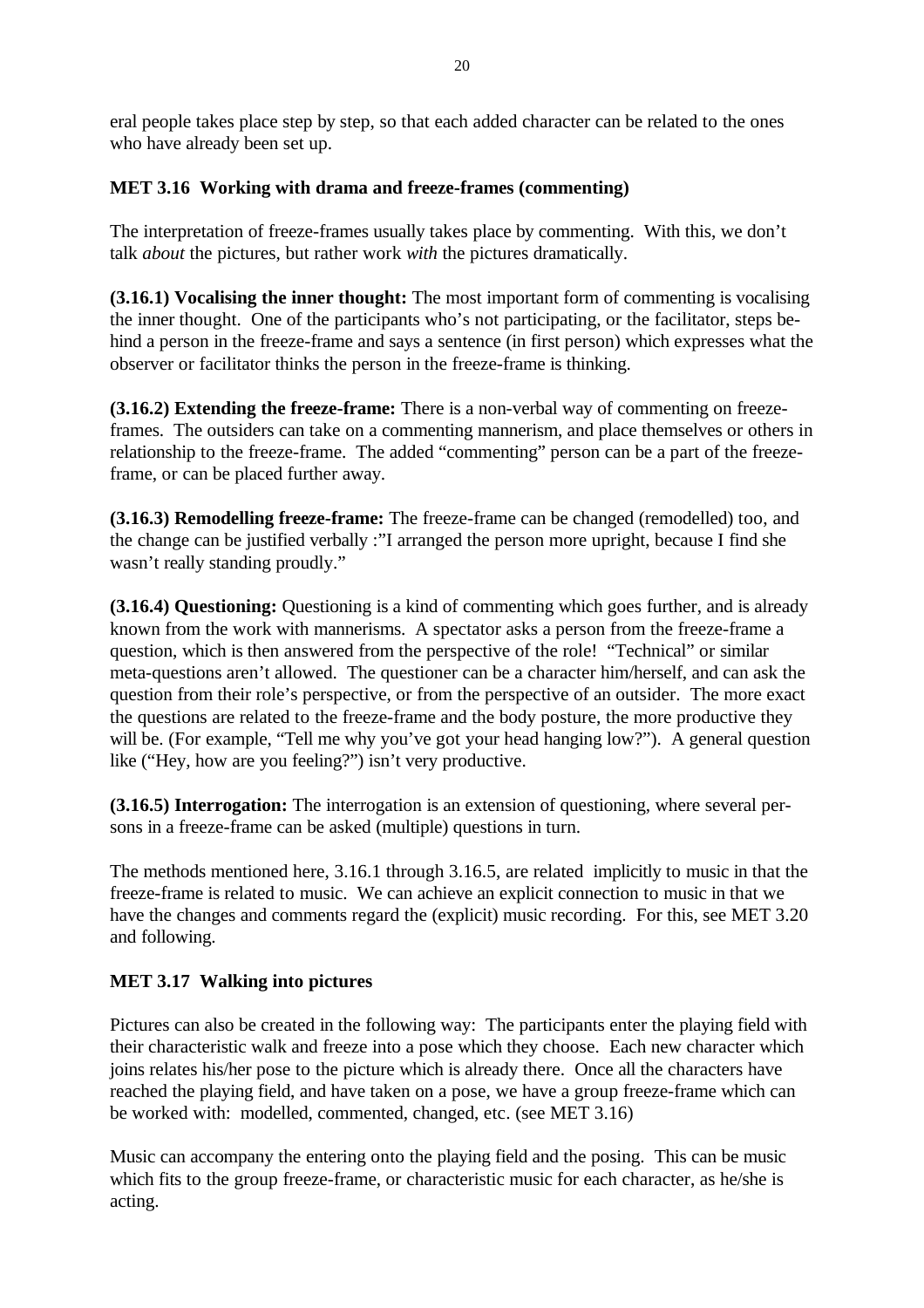eral people takes place step by step, so that each added character can be related to the ones who have already been set up.

### MET 3.16 Working with drama and freeze-frames (commenting)

The interpretation of freeze-frames usually takes place by commenting. With this, we don't talk *about* the pictures, but rather work *with* the pictures dramatically.

**(3.16.1) Vocalising the inner thought:** The most important form of commenting is vocalising the inner thought. One of the participants who's not participating, or the facilitator, steps behind a person in the freeze-frame and says a sentence (in first person) which expresses what the observer or facilitator thinks the person in the freeze-frame is thinking.

**(3.16.2) Extending the freeze-frame:** There is a non-verbal way of commenting on freeze-frames. The outsiders can take on a commenting mannerism, and place themselves or others in relationship to the freeze-frame. The added "commenting" person can be a part of the freeze-frame, or can be placed further away.

**(3.16.3) Remodelling freeze-frame:** The freeze-frame can be changed (remodelled) too, and the change can be justified verbally :"I arranged the person more upright, because I find she wasn't really standing proudly."

**(3.16.4) Questioning:** Questioning is a kind of commenting which goes further, and is already known from the work with mannerisms. A spectator asks a person from the freeze-frame a question, which is then answered from the perspective of the role! "Technical" or similar meta-questions aren't allowed. The questioner can be a character him/herself, and can ask the question from their role's perspective, or from the perspective of an outsider. The more exact the questions are related to the freeze-frame and the body posture, the more productive they will be. (For example, "Tell me why you've got your head hanging low?"). A general question like ("Hey, how are you feeling?") isn't very productive.

**(3.16.5) Interrogation:** The interrogation is an extension of questioning, where several persons in a freeze-frame can be asked (multiple) questions in turn.

The methods mentioned here, 3.16.1 through 3.16.5, are related implicitly to music in that the freeze-frame is related to music. We can achieve an explicit connection to music in that we have the changes and comments regard the (explicit) music recording. For this, see MET 3.20 and following.

### MET 3.17 Walking into pictures

Pictures can also be created in the following way: The participants enter the playing field with their characteristic walk and freeze into a pose which they choose. Each new character which joins relates his/her pose to the picture which is already there. Once all the characters have reached the playing field, and have taken on a pose, we have a group freeze-frame which can be worked with: modelled, commented, changed, etc. (see MET 3.16)

Music can accompany the entering onto the playing field and the posing. This can be music which fits to the group freeze-frame, or characteristic music for each character, as he/she is acting.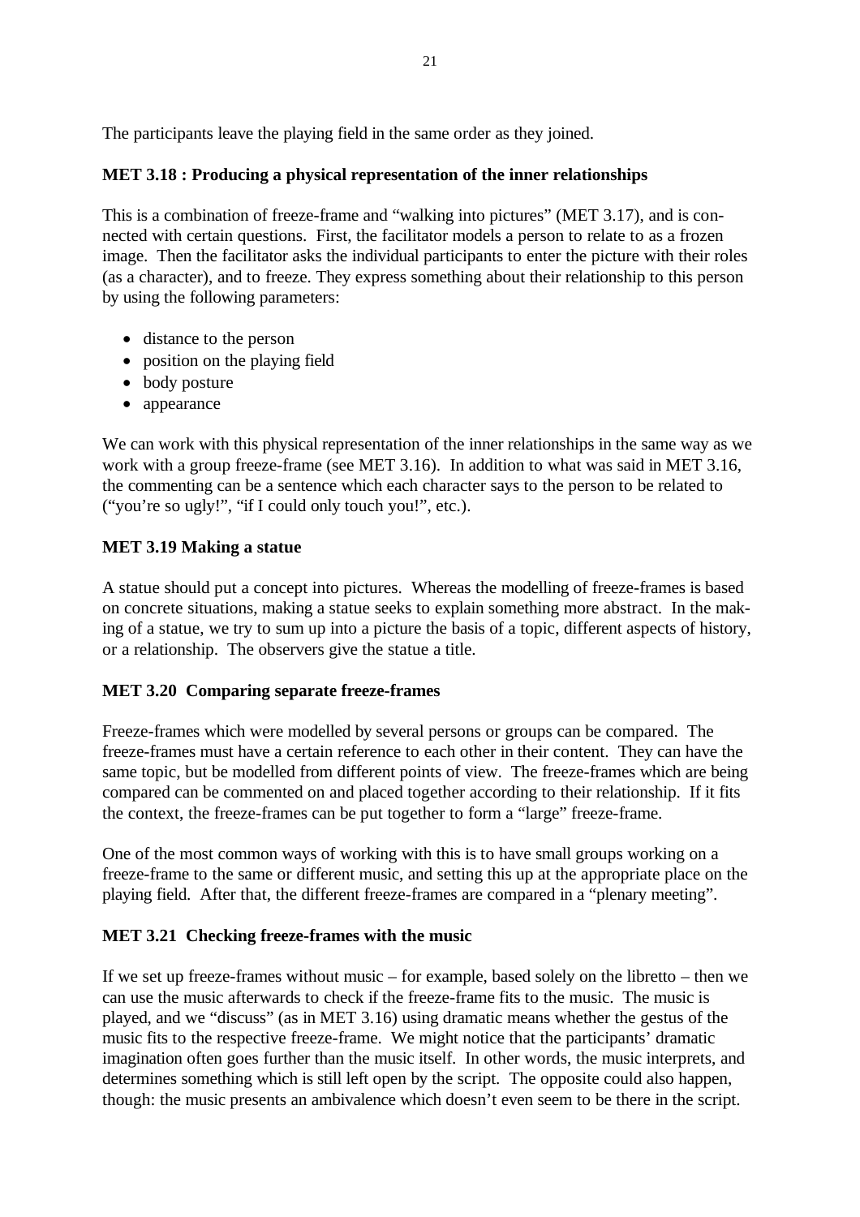The participants leave the playing field in the same order as they joined.

### MET 3.18 : Producing a physical representation of the inner relationships

This is a combination of freeze-frame and "walking into pictures" (MET 3.17), and is connected with certain questions. First, the facilitator models a person to relate to as a frozen image. Then the facilitator asks the individual participants to enter the picture with their roles (as a character), and to freeze. They express something about their relationship to this person by using the following parameters:

- distance to the person
- position on the playing field
- body posture
- appearance

We can work with this physical representation of the inner relationships in the same way as we work with a group freeze-frame (see MET 3.16). In addition to what was said in MET 3.16, the commenting can be a sentence which each character says to the person to be related to ("you're so ugly!", "if I could only touch you!", etc.).

### MET 3.19 Making a statue

A statue should put a concept into pictures. Whereas the modelling of freeze-frames is based on concrete situations, making a statue seeks to explain something more abstract. In the making of a statue, we try to sum up into a picture the basis of a topic, different aspects of history, or a relationship. The observers give the statue a title.

### MET 3.20 Comparing separate freeze-frames

Freeze-frames which were modelled by several persons or groups can be compared. The freeze-frames must have a certain reference to each other in their content. They can have the same topic, but be modelled from different points of view. The freeze-frames which are being compared can be commented on and placed together according to their relationship. If it fits the context, the freeze-frames can be put together to form a "large" freeze-frame.

One of the most common ways of working with this is to have small groups working on a freeze-frame to the same or different music, and setting this up at the appropriate place on the playing field. After that, the different freeze-frames are compared in a "plenary meeting".

### MET 3.21 Checking freeze-frames with the music

If we set up freeze-frames without music – for example, based solely on the libretto – then we can use the music afterwards to check if the freeze-frame fits to the music. The music is played, and we "discuss" (as in MET 3.16) using dramatic means whether the gestus of the music fits to the respective freeze-frame. We might notice that the participants' dramatic imagination often goes further than the music itself. In other words, the music interprets, and determines something which is still left open by the script. The opposite could also happen, though: the music presents an ambivalence which doesn't even seem to be there in the script.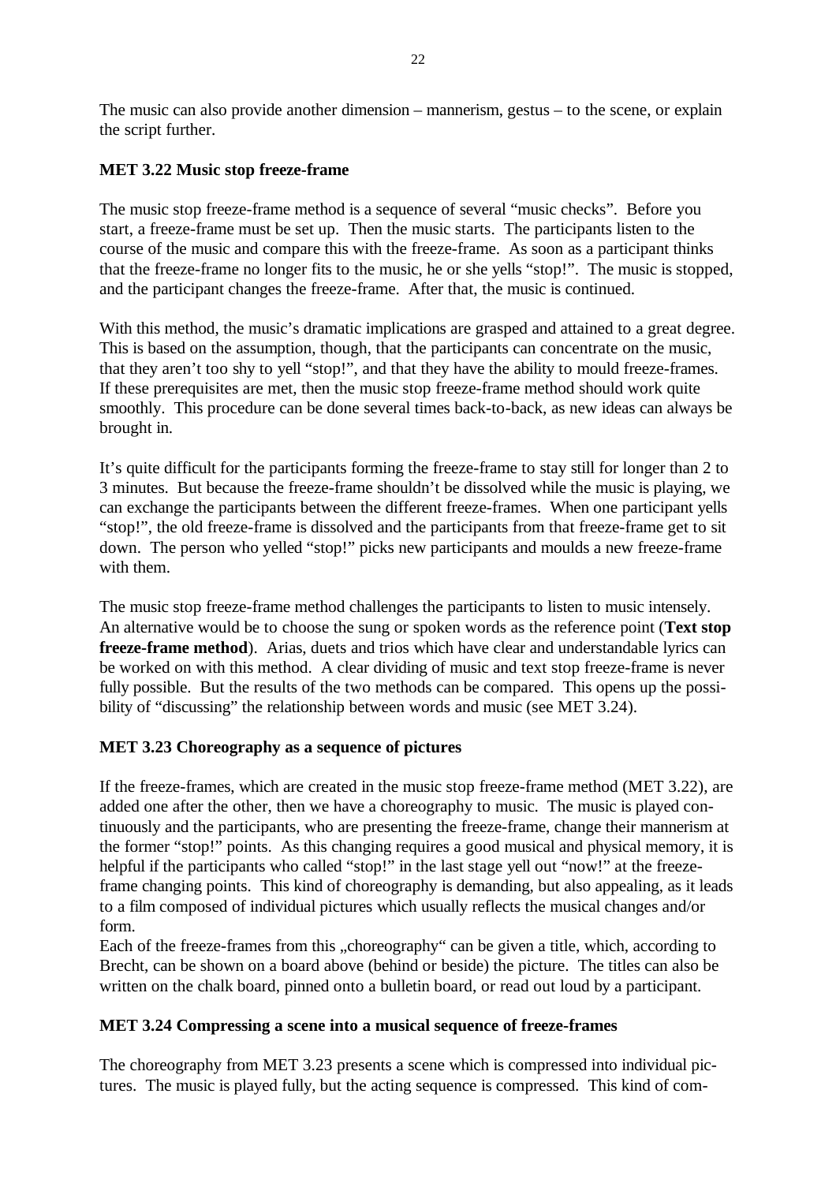The music can also provide another dimension – mannerism, gestus – to the scene, or explain the script further.

**MET 3.22 Music stop freeze-frame**

The music stop freeze-frame method is a sequence of several "music checks". Before you start, a freeze-frame must be set up. Then the music starts. The participants listen to the course of the music and compare this with the freeze-frame. As soon as a participant thinks that the freeze-frame no longer fits to the music, he or she yells "stop!". The music is stopped, and the participant changes the freeze-frame. After that, the music is continued.

With this method, the music's dramatic implications are grasped and attained to a great degree. This is based on the assumption, though, that the participants can concentrate on the music, that they aren't too shy to yell "stop!", and that they have the ability to mould freeze-frames. If these prerequisites are met, then the music stop freeze-frame method should work quite smoothly. This procedure can be done several times back-to-back, as new ideas can always be brought in.

It's quite difficult for the participants forming the freeze-frame to stay still for longer than 2 to 3 minutes. But because the freeze-frame shouldn't be dissolved while the music is playing, we can exchange the participants between the different freeze-frames. When one participant yells "stop!", the old freeze-frame is dissolved and the participants from that freeze-frame get to sit down. The person who yelled "stop!" picks new participants and moulds a new freeze-frame with them.

The music stop freeze-frame method challenges the participants to listen to music intensely. An alternative would be to choose the sung or spoken words as the reference point (**Text stop freeze-frame method**). Arias, duets and trios which have clear and understandable lyrics can be worked on with this method. A clear dividing of music and text stop freeze-frame is never fully possible. But the results of the two methods can be compared. This opens up the possibility of "discussing" the relationship between words and music (see MET 3.24).

**MET 3.23 Choreography as a sequence of pictures**

If the freeze-frames, which are created in the music stop freeze-frame method (MET 3.22), are added one after the other, then we have a choreography to music. The music is played continuously and the participants, who are presenting the freeze-frame, change their mannerism at the former "stop!" points. As this changing requires a good musical and physical memory, it is helpful if the participants who called "stop!" in the last stage yell out "now!" at the freeze-frame changing points. This kind of choreography is demanding, but also appealing, as it leads to a film composed of individual pictures which usually reflects the musical changes and/or form.
Each of the freeze-frames from this „choreography" can be given a title, which, according to Brecht, can be shown on a board above (behind or beside) the picture. The titles can also be written on the chalk board, pinned onto a bulletin board, or read out loud by a participant.

**MET 3.24 Compressing a scene into a musical sequence of freeze-frames**

The choreography from MET 3.23 presents a scene which is compressed into individual pictures. The music is played fully, but the acting sequence is compressed. This kind of com-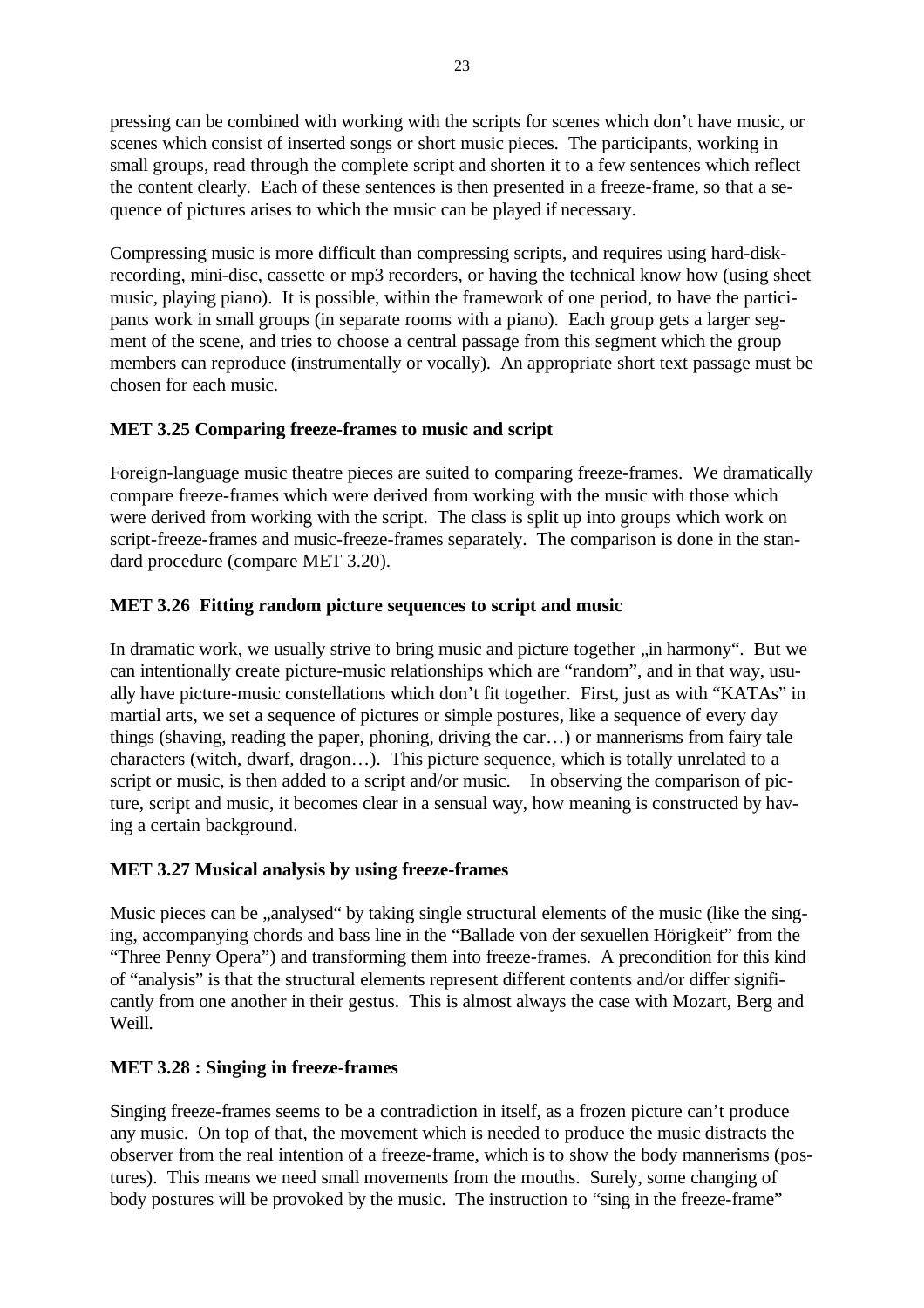pressing can be combined with working with the scripts for scenes which don't have music, or scenes which consist of inserted songs or short music pieces. The participants, working in small groups, read through the complete script and shorten it to a few sentences which reflect the content clearly. Each of these sentences is then presented in a freeze-frame, so that a sequence of pictures arises to which the music can be played if necessary.

Compressing music is more difficult than compressing scripts, and requires using hard-disk-recording, mini-disc, cassette or mp3 recorders, or having the technical know how (using sheet music, playing piano). It is possible, within the framework of one period, to have the participants work in small groups (in separate rooms with a piano). Each group gets a larger segment of the scene, and tries to choose a central passage from this segment which the group members can reproduce (instrumentally or vocally). An appropriate short text passage must be chosen for each music.

### MET 3.25 Comparing freeze-frames to music and script

Foreign-language music theatre pieces are suited to comparing freeze-frames. We dramatically compare freeze-frames which were derived from working with the music with those which were derived from working with the script. The class is split up into groups which work on script-freeze-frames and music-freeze-frames separately. The comparison is done in the standard procedure (compare MET 3.20).

### MET 3.26 Fitting random picture sequences to script and music

In dramatic work, we usually strive to bring music and picture together „in harmony". But we can intentionally create picture-music relationships which are "random", and in that way, usually have picture-music constellations which don't fit together. First, just as with "KATAs" in martial arts, we set a sequence of pictures or simple postures, like a sequence of every day things (shaving, reading the paper, phoning, driving the car…) or mannerisms from fairy tale characters (witch, dwarf, dragon…). This picture sequence, which is totally unrelated to a script or music, is then added to a script and/or music. In observing the comparison of picture, script and music, it becomes clear in a sensual way, how meaning is constructed by having a certain background.

### MET 3.27 Musical analysis by using freeze-frames

Music pieces can be „analysed" by taking single structural elements of the music (like the singing, accompanying chords and bass line in the "Ballade von der sexuellen Hörigkeit" from the "Three Penny Opera") and transforming them into freeze-frames. A precondition for this kind of "analysis" is that the structural elements represent different contents and/or differ significantly from one another in their gestus. This is almost always the case with Mozart, Berg and Weill.

### MET 3.28 : Singing in freeze-frames

Singing freeze-frames seems to be a contradiction in itself, as a frozen picture can't produce any music. On top of that, the movement which is needed to produce the music distracts the observer from the real intention of a freeze-frame, which is to show the body mannerisms (postures). This means we need small movements from the mouths. Surely, some changing of body postures will be provoked by the music. The instruction to "sing in the freeze-frame"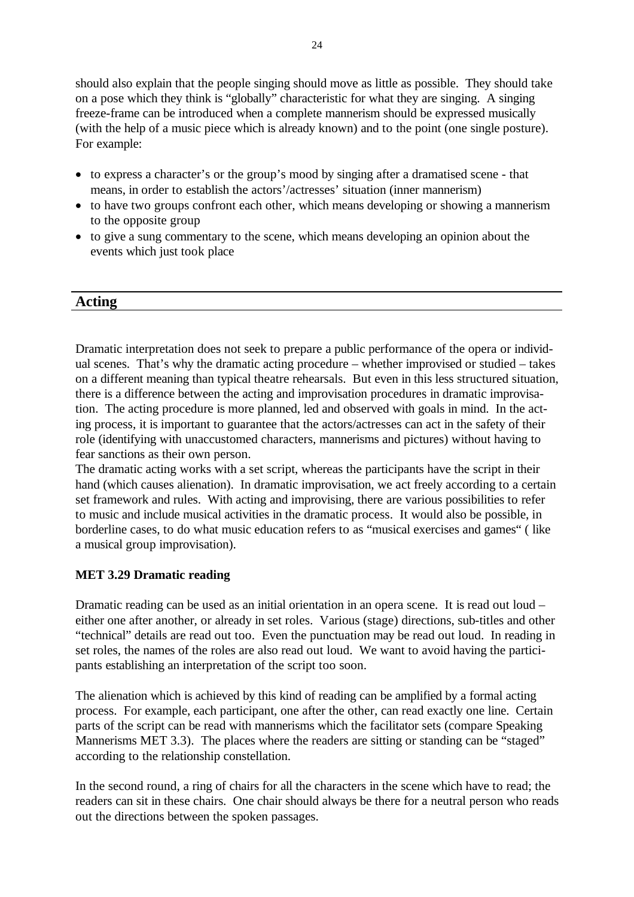should also explain that the people singing should move as little as possible. They should take on a pose which they think is "globally" characteristic for what they are singing. A singing freeze-frame can be introduced when a complete mannerism should be expressed musically (with the help of a music piece which is already known) and to the point (one single posture). For example:

- to express a character's or the group's mood by singing after a dramatised scene - that means, in order to establish the actors'/actresses' situation (inner mannerism)
- to have two groups confront each other, which means developing or showing a mannerism to the opposite group
- to give a sung commentary to the scene, which means developing an opinion about the events which just took place

## Acting

Dramatic interpretation does not seek to prepare a public performance of the opera or individual scenes. That's why the dramatic acting procedure – whether improvised or studied – takes on a different meaning than typical theatre rehearsals. But even in this less structured situation, there is a difference between the acting and improvisation procedures in dramatic improvisation. The acting procedure is more planned, led and observed with goals in mind. In the acting process, it is important to guarantee that the actors/actresses can act in the safety of their role (identifying with unaccustomed characters, mannerisms and pictures) without having to fear sanctions as their own person.
The dramatic acting works with a set script, whereas the participants have the script in their hand (which causes alienation). In dramatic improvisation, we act freely according to a certain set framework and rules. With acting and improvising, there are various possibilities to refer to music and include musical activities in the dramatic process. It would also be possible, in borderline cases, to do what music education refers to as "musical exercises and games" ( like a musical group improvisation).

### MET 3.29 Dramatic reading

Dramatic reading can be used as an initial orientation in an opera scene. It is read out loud – either one after another, or already in set roles. Various (stage) directions, sub-titles and other "technical" details are read out too. Even the punctuation may be read out loud. In reading in set roles, the names of the roles are also read out loud. We want to avoid having the participants establishing an interpretation of the script too soon.

The alienation which is achieved by this kind of reading can be amplified by a formal acting process. For example, each participant, one after the other, can read exactly one line. Certain parts of the script can be read with mannerisms which the facilitator sets (compare Speaking Mannerisms MET 3.3). The places where the readers are sitting or standing can be "staged" according to the relationship constellation.

In the second round, a ring of chairs for all the characters in the scene which have to read; the readers can sit in these chairs. One chair should always be there for a neutral person who reads out the directions between the spoken passages.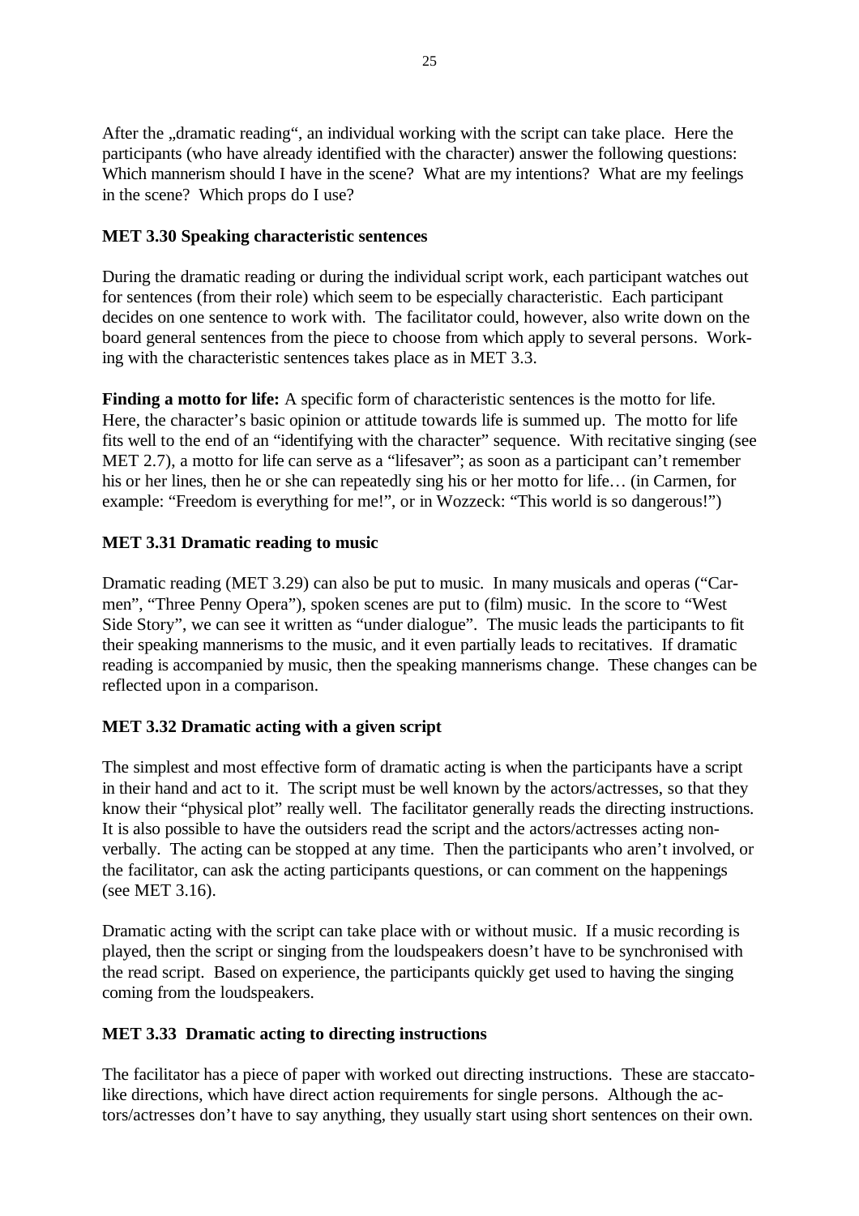After the „dramatic reading“, an individual working with the script can take place. Here the participants (who have already identified with the character) answer the following questions: Which mannerism should I have in the scene? What are my intentions? What are my feelings in the scene? Which props do I use?

**MET 3.30 Speaking characteristic sentences**

During the dramatic reading or during the individual script work, each participant watches out for sentences (from their role) which seem to be especially characteristic. Each participant decides on one sentence to work with. The facilitator could, however, also write down on the board general sentences from the piece to choose from which apply to several persons. Working with the characteristic sentences takes place as in MET 3.3.

**Finding a motto for life:** A specific form of characteristic sentences is the motto for life. Here, the character's basic opinion or attitude towards life is summed up. The motto for life fits well to the end of an "identifying with the character" sequence. With recitative singing (see MET 2.7), a motto for life can serve as a "lifesaver"; as soon as a participant can't remember his or her lines, then he or she can repeatedly sing his or her motto for life… (in Carmen, for example: "Freedom is everything for me!", or in Wozzeck: "This world is so dangerous!")

**MET 3.31 Dramatic reading to music**

Dramatic reading (MET 3.29) can also be put to music. In many musicals and operas ("Carmen", "Three Penny Opera"), spoken scenes are put to (film) music. In the score to "West Side Story", we can see it written as "under dialogue". The music leads the participants to fit their speaking mannerisms to the music, and it even partially leads to recitatives. If dramatic reading is accompanied by music, then the speaking mannerisms change. These changes can be reflected upon in a comparison.

**MET 3.32 Dramatic acting with a given script**

The simplest and most effective form of dramatic acting is when the participants have a script in their hand and act to it. The script must be well known by the actors/actresses, so that they know their "physical plot" really well. The facilitator generally reads the directing instructions. It is also possible to have the outsiders read the script and the actors/actresses acting non-verbally. The acting can be stopped at any time. Then the participants who aren't involved, or the facilitator, can ask the acting participants questions, or can comment on the happenings (see MET 3.16).

Dramatic acting with the script can take place with or without music. If a music recording is played, then the script or singing from the loudspeakers doesn't have to be synchronised with the read script. Based on experience, the participants quickly get used to having the singing coming from the loudspeakers.

**MET 3.33 Dramatic acting to directing instructions**

The facilitator has a piece of paper with worked out directing instructions. These are staccato-like directions, which have direct action requirements for single persons. Although the actors/actresses don't have to say anything, they usually start using short sentences on their own.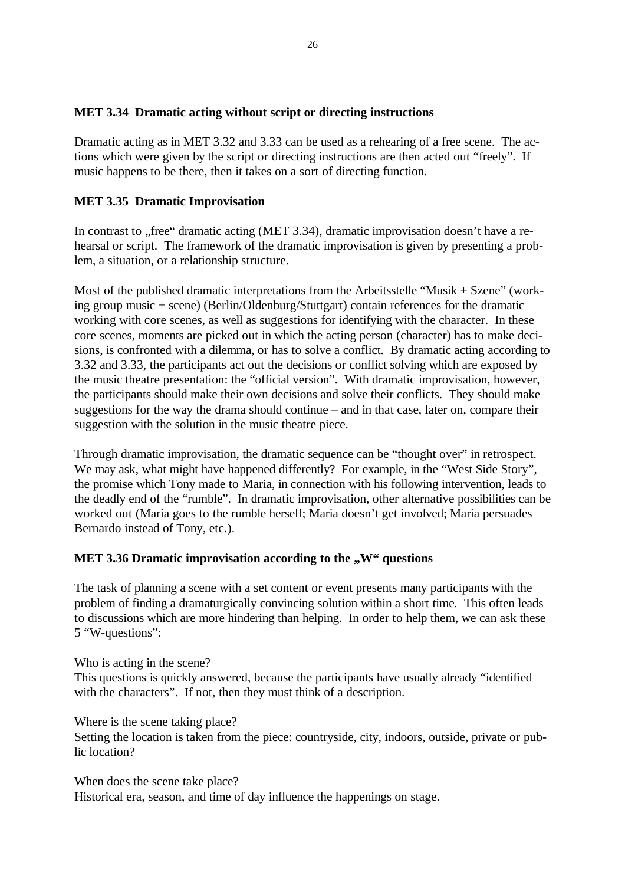### MET 3.34 Dramatic acting without script or directing instructions

Dramatic acting as in MET 3.32 and 3.33 can be used as a rehearing of a free scene. The actions which were given by the script or directing instructions are then acted out "freely". If music happens to be there, then it takes on a sort of directing function.

### MET 3.35 Dramatic Improvisation

In contrast to „free" dramatic acting (MET 3.34), dramatic improvisation doesn't have a rehearsal or script. The framework of the dramatic improvisation is given by presenting a problem, a situation, or a relationship structure.

Most of the published dramatic interpretations from the Arbeitsstelle "Musik + Szene" (working group music + scene) (Berlin/Oldenburg/Stuttgart) contain references for the dramatic working with core scenes, as well as suggestions for identifying with the character. In these core scenes, moments are picked out in which the acting person (character) has to make decisions, is confronted with a dilemma, or has to solve a conflict. By dramatic acting according to 3.32 and 3.33, the participants act out the decisions or conflict solving which are exposed by the music theatre presentation: the "official version". With dramatic improvisation, however, the participants should make their own decisions and solve their conflicts. They should make suggestions for the way the drama should continue – and in that case, later on, compare their suggestion with the solution in the music theatre piece.

Through dramatic improvisation, the dramatic sequence can be "thought over" in retrospect. We may ask, what might have happened differently? For example, in the "West Side Story", the promise which Tony made to Maria, in connection with his following intervention, leads to the deadly end of the "rumble". In dramatic improvisation, other alternative possibilities can be worked out (Maria goes to the rumble herself; Maria doesn't get involved; Maria persuades Bernardo instead of Tony, etc.).

### MET 3.36 Dramatic improvisation according to the „W" questions

The task of planning a scene with a set content or event presents many participants with the problem of finding a dramaturgically convincing solution within a short time. This often leads to discussions which are more hindering than helping. In order to help them, we can ask these 5 "W-questions":

Who is acting in the scene?
This questions is quickly answered, because the participants have usually already "identified with the characters". If not, then they must think of a description.

Where is the scene taking place?
Setting the location is taken from the piece: countryside, city, indoors, outside, private or public location?

When does the scene take place?
Historical era, season, and time of day influence the happenings on stage.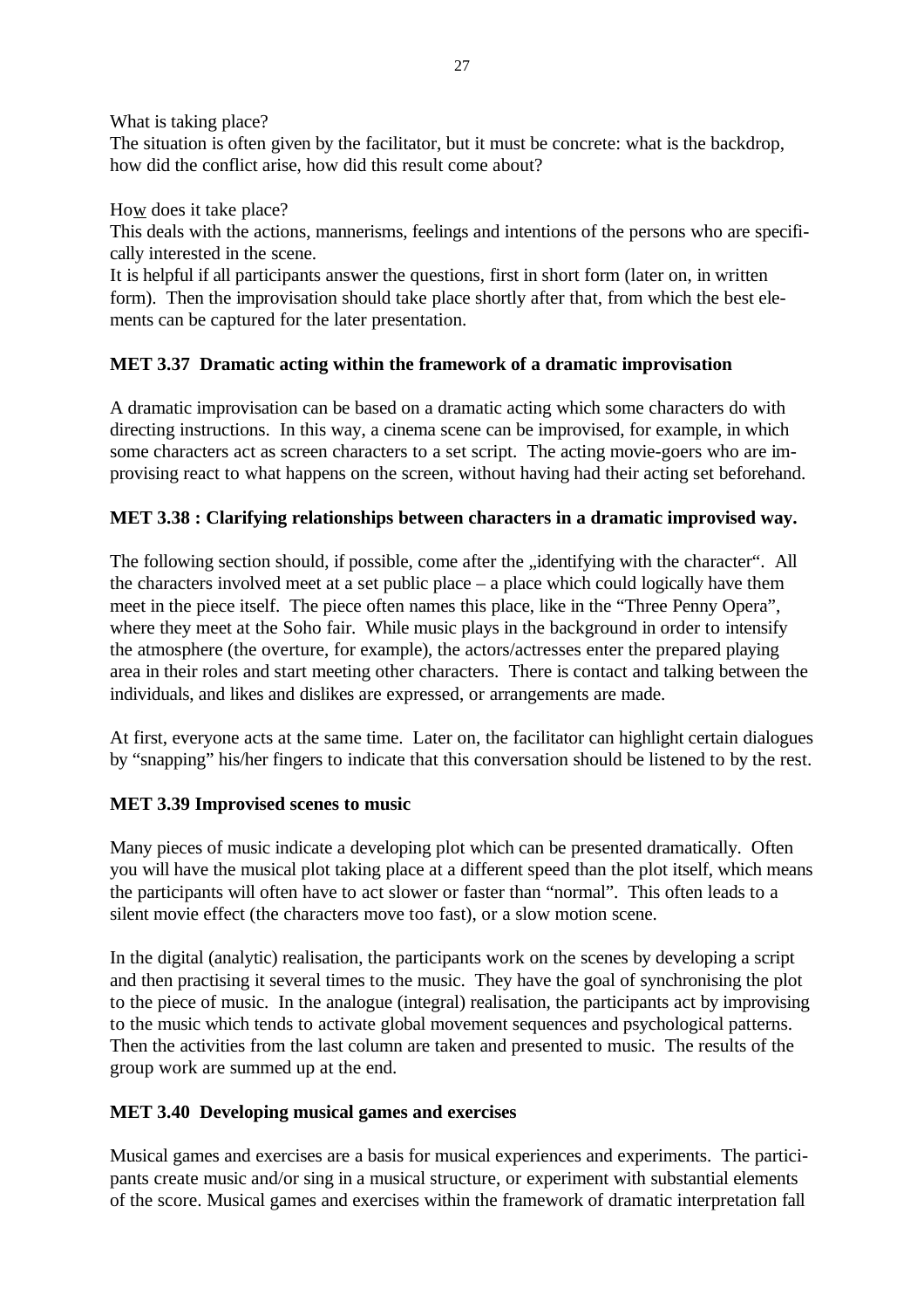What is taking place?
The situation is often given by the facilitator, but it must be concrete: what is the backdrop, how did the conflict arise, how did this result come about?

How does it take place?
This deals with the actions, mannerisms, feelings and intentions of the persons who are specifically interested in the scene.
It is helpful if all participants answer the questions, first in short form (later on, in written form). Then the improvisation should take place shortly after that, from which the best elements can be captured for the later presentation.

**MET 3.37 Dramatic acting within the framework of a dramatic improvisation**

A dramatic improvisation can be based on a dramatic acting which some characters do with directing instructions. In this way, a cinema scene can be improvised, for example, in which some characters act as screen characters to a set script. The acting movie-goers who are improvising react to what happens on the screen, without having had their acting set beforehand.

**MET 3.38 : Clarifying relationships between characters in a dramatic improvised way.**

The following section should, if possible, come after the „identifying with the character". All the characters involved meet at a set public place – a place which could logically have them meet in the piece itself. The piece often names this place, like in the "Three Penny Opera", where they meet at the Soho fair. While music plays in the background in order to intensify the atmosphere (the overture, for example), the actors/actresses enter the prepared playing area in their roles and start meeting other characters. There is contact and talking between the individuals, and likes and dislikes are expressed, or arrangements are made.

At first, everyone acts at the same time. Later on, the facilitator can highlight certain dialogues by "snapping" his/her fingers to indicate that this conversation should be listened to by the rest.

**MET 3.39 Improvised scenes to music**

Many pieces of music indicate a developing plot which can be presented dramatically. Often you will have the musical plot taking place at a different speed than the plot itself, which means the participants will often have to act slower or faster than "normal". This often leads to a silent movie effect (the characters move too fast), or a slow motion scene.

In the digital (analytic) realisation, the participants work on the scenes by developing a script and then practising it several times to the music. They have the goal of synchronising the plot to the piece of music. In the analogue (integral) realisation, the participants act by improvising to the music which tends to activate global movement sequences and psychological patterns. Then the activities from the last column are taken and presented to music. The results of the group work are summed up at the end.

**MET 3.40 Developing musical games and exercises**

Musical games and exercises are a basis for musical experiences and experiments. The participants create music and/or sing in a musical structure, or experiment with substantial elements of the score. Musical games and exercises within the framework of dramatic interpretation fall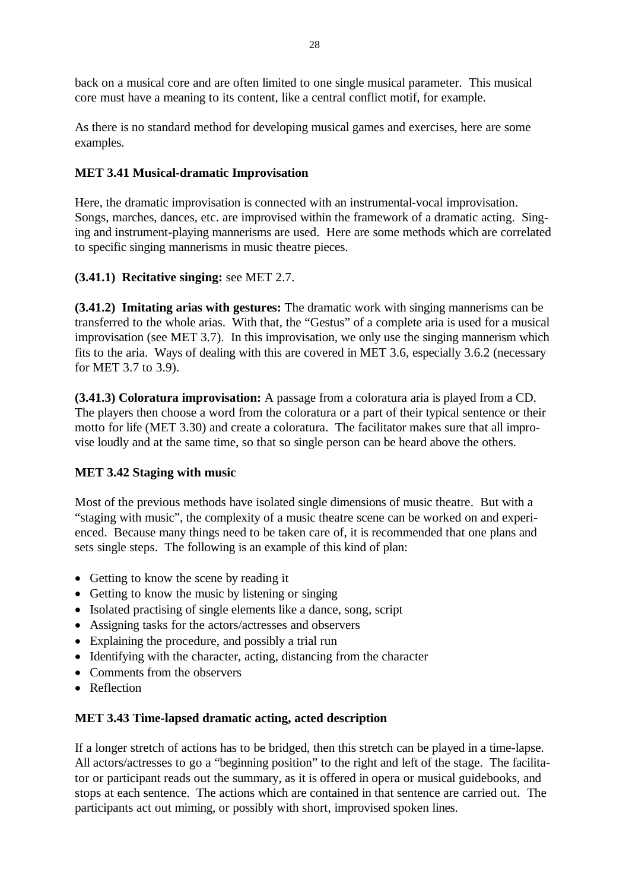back on a musical core and are often limited to one single musical parameter. This musical core must have a meaning to its content, like a central conflict motif, for example.

As there is no standard method for developing musical games and exercises, here are some examples.

### MET 3.41 Musical-dramatic Improvisation

Here, the dramatic improvisation is connected with an instrumental-vocal improvisation. Songs, marches, dances, etc. are improvised within the framework of a dramatic acting. Singing and instrument-playing mannerisms are used. Here are some methods which are correlated to specific singing mannerisms in music theatre pieces.

**(3.41.1) Recitative singing:** see MET 2.7.

**(3.41.2) Imitating arias with gestures:** The dramatic work with singing mannerisms can be transferred to the whole arias. With that, the "Gestus" of a complete aria is used for a musical improvisation (see MET 3.7). In this improvisation, we only use the singing mannerism which fits to the aria. Ways of dealing with this are covered in MET 3.6, especially 3.6.2 (necessary for MET 3.7 to 3.9).

**(3.41.3) Coloratura improvisation:** A passage from a coloratura aria is played from a CD. The players then choose a word from the coloratura or a part of their typical sentence or their motto for life (MET 3.30) and create a coloratura. The facilitator makes sure that all improvise loudly and at the same time, so that so single person can be heard above the others.

### MET 3.42 Staging with music

Most of the previous methods have isolated single dimensions of music theatre. But with a "staging with music", the complexity of a music theatre scene can be worked on and experienced. Because many things need to be taken care of, it is recommended that one plans and sets single steps. The following is an example of this kind of plan:

- Getting to know the scene by reading it
- Getting to know the music by listening or singing
- Isolated practising of single elements like a dance, song, script
- Assigning tasks for the actors/actresses and observers
- Explaining the procedure, and possibly a trial run
- Identifying with the character, acting, distancing from the character
- Comments from the observers
- Reflection

### MET 3.43 Time-lapsed dramatic acting, acted description

If a longer stretch of actions has to be bridged, then this stretch can be played in a time-lapse. All actors/actresses to go a "beginning position" to the right and left of the stage. The facilitator or participant reads out the summary, as it is offered in opera or musical guidebooks, and stops at each sentence. The actions which are contained in that sentence are carried out. The participants act out miming, or possibly with short, improvised spoken lines.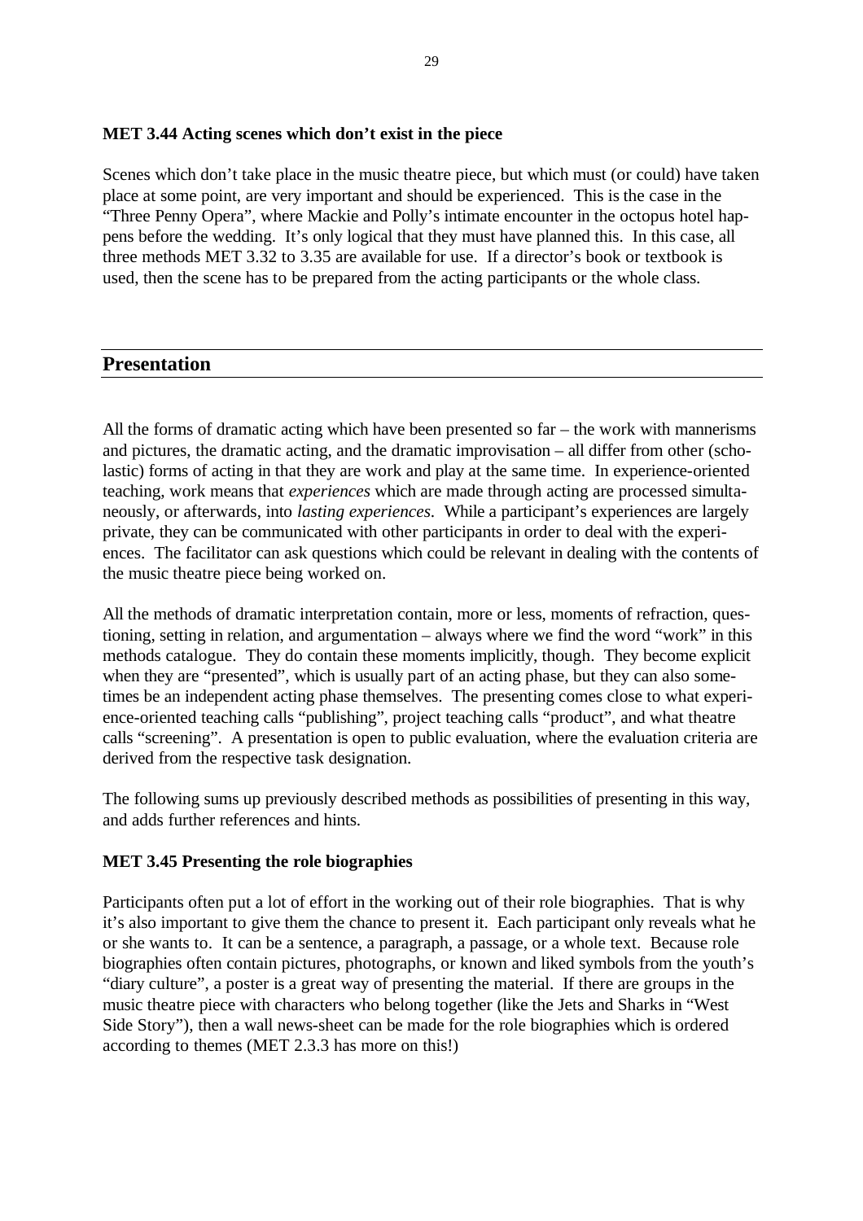**MET 3.44 Acting scenes which don't exist in the piece**

Scenes which don't take place in the music theatre piece, but which must (or could) have taken place at some point, are very important and should be experienced. This is the case in the "Three Penny Opera", where Mackie and Polly's intimate encounter in the octopus hotel happens before the wedding. It's only logical that they must have planned this. In this case, all three methods MET 3.32 to 3.35 are available for use. If a director's book or textbook is used, then the scene has to be prepared from the acting participants or the whole class.

## Presentation

All the forms of dramatic acting which have been presented so far – the work with mannerisms and pictures, the dramatic acting, and the dramatic improvisation – all differ from other (scholastic) forms of acting in that they are work and play at the same time. In experience-oriented teaching, work means that *experiences* which are made through acting are processed simultaneously, or afterwards, into *lasting experiences*. While a participant's experiences are largely private, they can be communicated with other participants in order to deal with the experiences. The facilitator can ask questions which could be relevant in dealing with the contents of the music theatre piece being worked on.

All the methods of dramatic interpretation contain, more or less, moments of refraction, questioning, setting in relation, and argumentation – always where we find the word "work" in this methods catalogue. They do contain these moments implicitly, though. They become explicit when they are "presented", which is usually part of an acting phase, but they can also sometimes be an independent acting phase themselves. The presenting comes close to what experience-oriented teaching calls "publishing", project teaching calls "product", and what theatre calls "screening". A presentation is open to public evaluation, where the evaluation criteria are derived from the respective task designation.

The following sums up previously described methods as possibilities of presenting in this way, and adds further references and hints.

**MET 3.45 Presenting the role biographies**

Participants often put a lot of effort in the working out of their role biographies. That is why it's also important to give them the chance to present it. Each participant only reveals what he or she wants to. It can be a sentence, a paragraph, a passage, or a whole text. Because role biographies often contain pictures, photographs, or known and liked symbols from the youth's "diary culture", a poster is a great way of presenting the material. If there are groups in the music theatre piece with characters who belong together (like the Jets and Sharks in "West Side Story"), then a wall news-sheet can be made for the role biographies which is ordered according to themes (MET 2.3.3 has more on this!)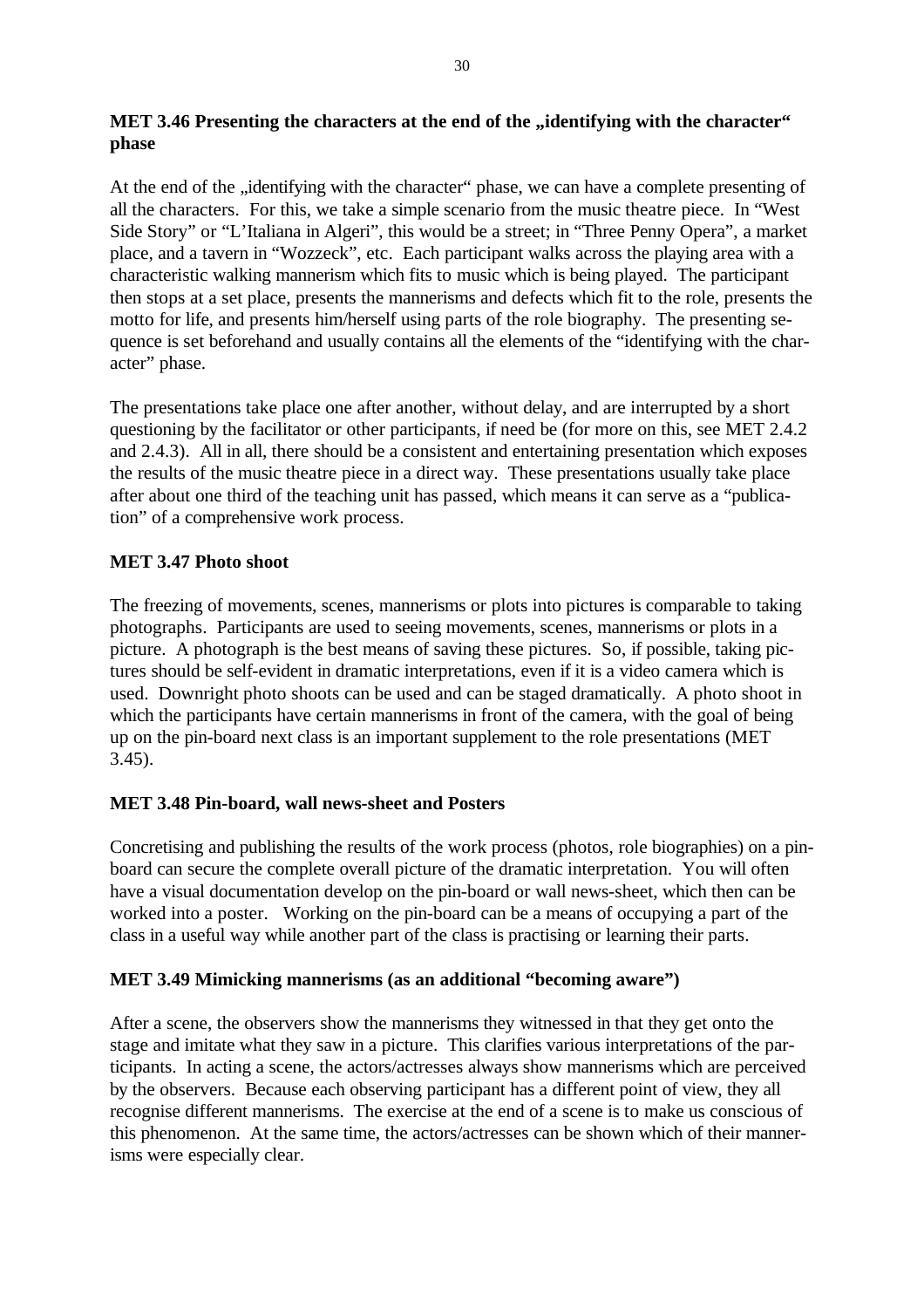**MET 3.46 Presenting the characters at the end of the „identifying with the character" phase**

At the end of the „identifying with the character" phase, we can have a complete presenting of all the characters. For this, we take a simple scenario from the music theatre piece. In "West Side Story" or "L'Italiana in Algeri", this would be a street; in "Three Penny Opera", a market place, and a tavern in "Wozzeck", etc. Each participant walks across the playing area with a characteristic walking mannerism which fits to music which is being played. The participant then stops at a set place, presents the mannerisms and defects which fit to the role, presents the motto for life, and presents him/herself using parts of the role biography. The presenting sequence is set beforehand and usually contains all the elements of the "identifying with the character" phase.

The presentations take place one after another, without delay, and are interrupted by a short questioning by the facilitator or other participants, if need be (for more on this, see MET 2.4.2 and 2.4.3). All in all, there should be a consistent and entertaining presentation which exposes the results of the music theatre piece in a direct way. These presentations usually take place after about one third of the teaching unit has passed, which means it can serve as a "publication" of a comprehensive work process.

**MET 3.47 Photo shoot**

The freezing of movements, scenes, mannerisms or plots into pictures is comparable to taking photographs. Participants are used to seeing movements, scenes, mannerisms or plots in a picture. A photograph is the best means of saving these pictures. So, if possible, taking pictures should be self-evident in dramatic interpretations, even if it is a video camera which is used. Downright photo shoots can be used and can be staged dramatically. A photo shoot in which the participants have certain mannerisms in front of the camera, with the goal of being up on the pin-board next class is an important supplement to the role presentations (MET 3.45).

**MET 3.48 Pin-board, wall news-sheet and Posters**

Concretising and publishing the results of the work process (photos, role biographies) on a pin-board can secure the complete overall picture of the dramatic interpretation. You will often have a visual documentation develop on the pin-board or wall news-sheet, which then can be worked into a poster. Working on the pin-board can be a means of occupying a part of the class in a useful way while another part of the class is practising or learning their parts.

**MET 3.49 Mimicking mannerisms (as an additional "becoming aware")**

After a scene, the observers show the mannerisms they witnessed in that they get onto the stage and imitate what they saw in a picture. This clarifies various interpretations of the participants. In acting a scene, the actors/actresses always show mannerisms which are perceived by the observers. Because each observing participant has a different point of view, they all recognise different mannerisms. The exercise at the end of a scene is to make us conscious of this phenomenon. At the same time, the actors/actresses can be shown which of their mannerisms were especially clear.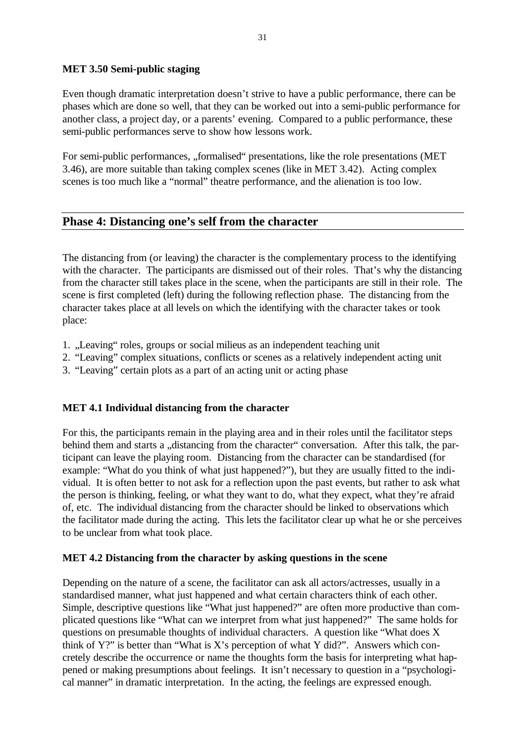### MET 3.50 Semi-public staging

Even though dramatic interpretation doesn’t strive to have a public performance, there can be phases which are done so well, that they can be worked out into a semi-public performance for another class, a project day, or a parents’ evening. Compared to a public performance, these semi-public performances serve to show how lessons work.

For semi-public performances, „formalised“ presentations, like the role presentations (MET 3.46), are more suitable than taking complex scenes (like in MET 3.42). Acting complex scenes is too much like a “normal” theatre performance, and the alienation is too low.

## Phase 4: Distancing one’s self from the character

The distancing from (or leaving) the character is the complementary process to the identifying with the character. The participants are dismissed out of their roles. That’s why the distancing from the character still takes place in the scene, when the participants are still in their role. The scene is first completed (left) during the following reflection phase. The distancing from the character takes place at all levels on which the identifying with the character takes or took place:

1. „Leaving“ roles, groups or social milieus as an independent teaching unit
2. “Leaving” complex situations, conflicts or scenes as a relatively independent acting unit
3. “Leaving” certain plots as a part of an acting unit or acting phase

### MET 4.1 Individual distancing from the character

For this, the participants remain in the playing area and in their roles until the facilitator steps behind them and starts a „distancing from the character“ conversation. After this talk, the participant can leave the playing room. Distancing from the character can be standardised (for example: “What do you think of what just happened?”), but they are usually fitted to the individual. It is often better to not ask for a reflection upon the past events, but rather to ask what the person is thinking, feeling, or what they want to do, what they expect, what they’re afraid of, etc. The individual distancing from the character should be linked to observations which the facilitator made during the acting. This lets the facilitator clear up what he or she perceives to be unclear from what took place.

### MET 4.2 Distancing from the character by asking questions in the scene

Depending on the nature of a scene, the facilitator can ask all actors/actresses, usually in a standardised manner, what just happened and what certain characters think of each other. Simple, descriptive questions like “What just happened?” are often more productive than complicated questions like “What can we interpret from what just happened?” The same holds for questions on presumable thoughts of individual characters. A question like “What does X think of Y?” is better than “What is X’s perception of what Y did?”. Answers which concretely describe the occurrence or name the thoughts form the basis for interpreting what happened or making presumptions about feelings. It isn’t necessary to question in a “psychological manner” in dramatic interpretation. In the acting, the feelings are expressed enough.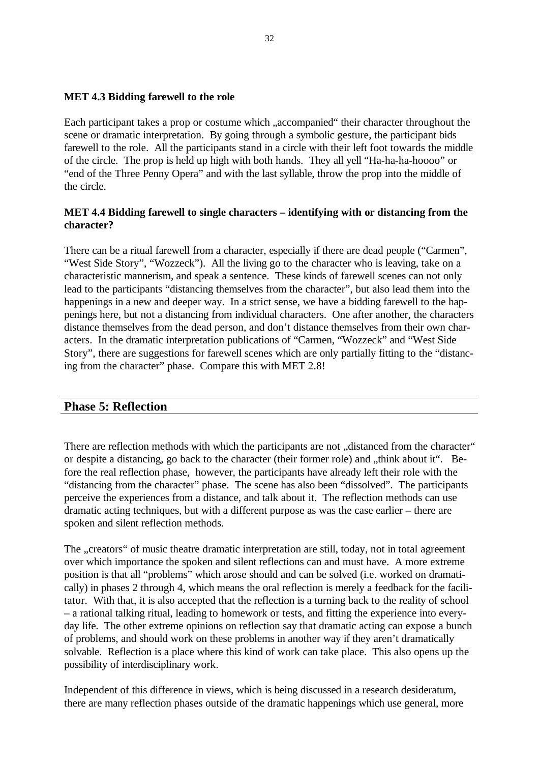### MET 4.3 Bidding farewell to the role

Each participant takes a prop or costume which „accompanied“ their character throughout the scene or dramatic interpretation. By going through a symbolic gesture, the participant bids farewell to the role. All the participants stand in a circle with their left foot towards the middle of the circle. The prop is held up high with both hands. They all yell “Ha-ha-ha-hoooo” or “end of the Three Penny Opera” and with the last syllable, throw the prop into the middle of the circle.

### MET 4.4 Bidding farewell to single characters – identifying with or distancing from the character?

There can be a ritual farewell from a character, especially if there are dead people (“Carmen”, “West Side Story”, “Wozzeck”). All the living go to the character who is leaving, take on a characteristic mannerism, and speak a sentence. These kinds of farewell scenes can not only lead to the participants “distancing themselves from the character”, but also lead them into the happenings in a new and deeper way. In a strict sense, we have a bidding farewell to the happenings here, but not a distancing from individual characters. One after another, the characters distance themselves from the dead person, and don’t distance themselves from their own characters. In the dramatic interpretation publications of “Carmen, “Wozzeck” and “West Side Story”, there are suggestions for farewell scenes which are only partially fitting to the “distancing from the character” phase. Compare this with MET 2.8!

## Phase 5: Reflection

There are reflection methods with which the participants are not „distanced from the character“ or despite a distancing, go back to the character (their former role) and „think about it“. Before the real reflection phase, however, the participants have already left their role with the “distancing from the character” phase. The scene has also been “dissolved”. The participants perceive the experiences from a distance, and talk about it. The reflection methods can use dramatic acting techniques, but with a different purpose as was the case earlier – there are spoken and silent reflection methods.

The „creators“ of music theatre dramatic interpretation are still, today, not in total agreement over which importance the spoken and silent reflections can and must have. A more extreme position is that all “problems” which arose should and can be solved (i.e. worked on dramatically) in phases 2 through 4, which means the oral reflection is merely a feedback for the facilitator. With that, it is also accepted that the reflection is a turning back to the reality of school – a rational talking ritual, leading to homework or tests, and fitting the experience into everyday life. The other extreme opinions on reflection say that dramatic acting can expose a bunch of problems, and should work on these problems in another way if they aren’t dramatically solvable. Reflection is a place where this kind of work can take place. This also opens up the possibility of interdisciplinary work.

Independent of this difference in views, which is being discussed in a research desideratum, there are many reflection phases outside of the dramatic happenings which use general, more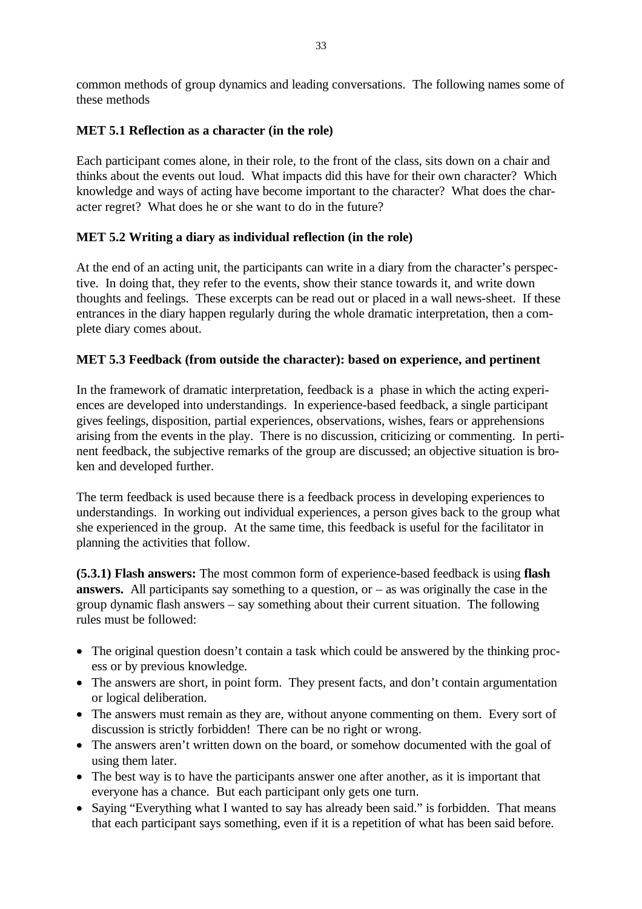common methods of group dynamics and leading conversations. The following names some of these methods

### MET 5.1 Reflection as a character (in the role)

Each participant comes alone, in their role, to the front of the class, sits down on a chair and thinks about the events out loud. What impacts did this have for their own character? Which knowledge and ways of acting have become important to the character? What does the character regret? What does he or she want to do in the future?

### MET 5.2 Writing a diary as individual reflection (in the role)

At the end of an acting unit, the participants can write in a diary from the character's perspective. In doing that, they refer to the events, show their stance towards it, and write down thoughts and feelings. These excerpts can be read out or placed in a wall news-sheet. If these entrances in the diary happen regularly during the whole dramatic interpretation, then a complete diary comes about.

### MET 5.3 Feedback (from outside the character): based on experience, and pertinent

In the framework of dramatic interpretation, feedback is a phase in which the acting experiences are developed into understandings. In experience-based feedback, a single participant gives feelings, disposition, partial experiences, observations, wishes, fears or apprehensions arising from the events in the play. There is no discussion, criticizing or commenting. In pertinent feedback, the subjective remarks of the group are discussed; an objective situation is broken and developed further.

The term feedback is used because there is a feedback process in developing experiences to understandings. In working out individual experiences, a person gives back to the group what she experienced in the group. At the same time, this feedback is useful for the facilitator in planning the activities that follow.

**(5.3.1) Flash answers:** The most common form of experience-based feedback is using **flash answers.** All participants say something to a question, or – as was originally the case in the group dynamic flash answers – say something about their current situation. The following rules must be followed:

- The original question doesn't contain a task which could be answered by the thinking process or by previous knowledge.
- The answers are short, in point form. They present facts, and don't contain argumentation or logical deliberation.
- The answers must remain as they are, without anyone commenting on them. Every sort of discussion is strictly forbidden! There can be no right or wrong.
- The answers aren't written down on the board, or somehow documented with the goal of using them later.
- The best way is to have the participants answer one after another, as it is important that everyone has a chance. But each participant only gets one turn.
- Saying "Everything what I wanted to say has already been said." is forbidden. That means that each participant says something, even if it is a repetition of what has been said before.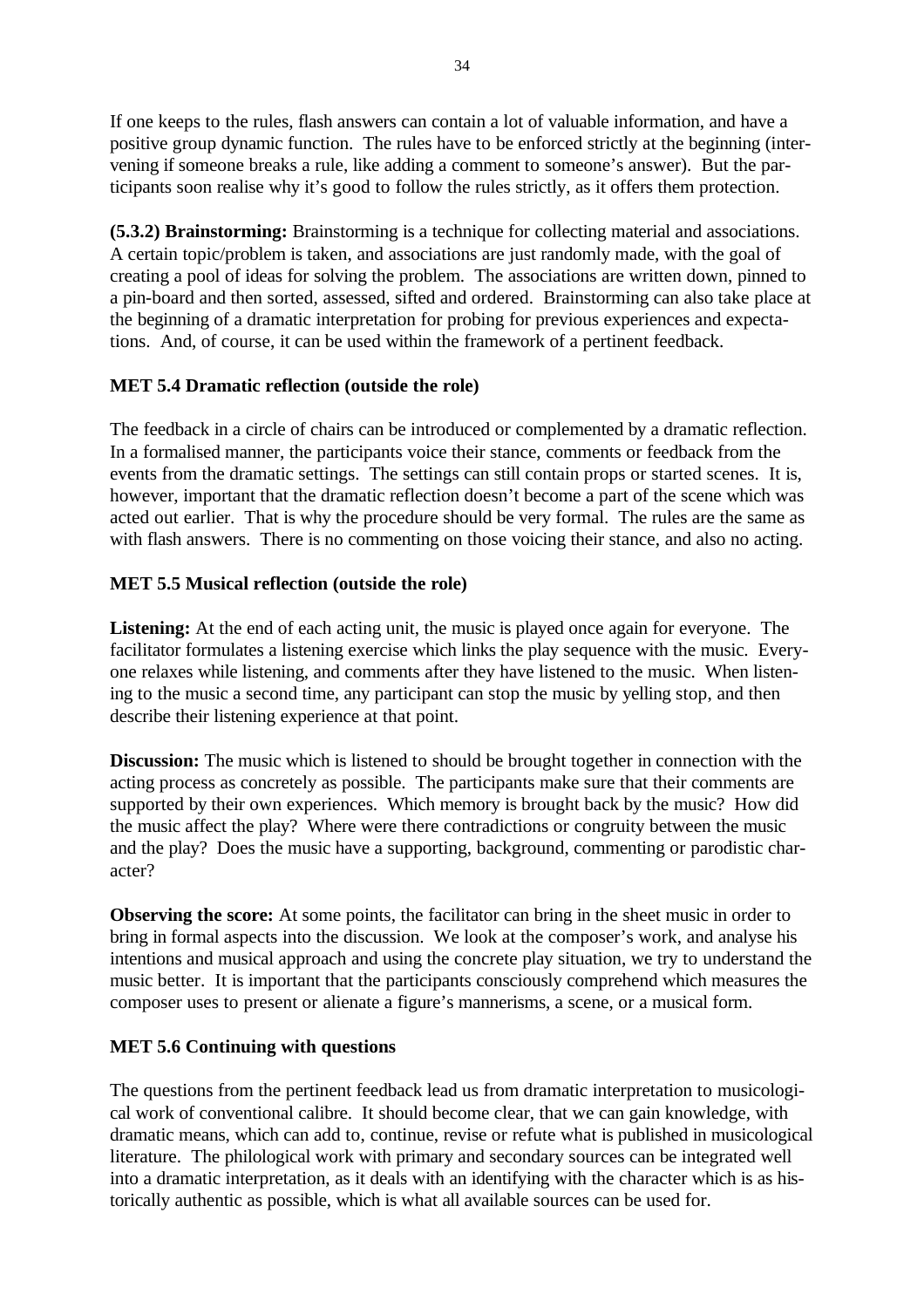If one keeps to the rules, flash answers can contain a lot of valuable information, and have a positive group dynamic function. The rules have to be enforced strictly at the beginning (intervening if someone breaks a rule, like adding a comment to someone's answer). But the participants soon realise why it's good to follow the rules strictly, as it offers them protection.

**(5.3.2) Brainstorming:** Brainstorming is a technique for collecting material and associations. A certain topic/problem is taken, and associations are just randomly made, with the goal of creating a pool of ideas for solving the problem. The associations are written down, pinned to a pin-board and then sorted, assessed, sifted and ordered. Brainstorming can also take place at the beginning of a dramatic interpretation for probing for previous experiences and expectations. And, of course, it can be used within the framework of a pertinent feedback.

### MET 5.4 Dramatic reflection (outside the role)

The feedback in a circle of chairs can be introduced or complemented by a dramatic reflection. In a formalised manner, the participants voice their stance, comments or feedback from the events from the dramatic settings. The settings can still contain props or started scenes. It is, however, important that the dramatic reflection doesn't become a part of the scene which was acted out earlier. That is why the procedure should be very formal. The rules are the same as with flash answers. There is no commenting on those voicing their stance, and also no acting.

### MET 5.5 Musical reflection (outside the role)

**Listening:** At the end of each acting unit, the music is played once again for everyone. The facilitator formulates a listening exercise which links the play sequence with the music. Everyone relaxes while listening, and comments after they have listened to the music. When listening to the music a second time, any participant can stop the music by yelling stop, and then describe their listening experience at that point.

**Discussion:** The music which is listened to should be brought together in connection with the acting process as concretely as possible. The participants make sure that their comments are supported by their own experiences. Which memory is brought back by the music? How did the music affect the play? Where were there contradictions or congruity between the music and the play? Does the music have a supporting, background, commenting or parodistic character?

**Observing the score:** At some points, the facilitator can bring in the sheet music in order to bring in formal aspects into the discussion. We look at the composer's work, and analyse his intentions and musical approach and using the concrete play situation, we try to understand the music better. It is important that the participants consciously comprehend which measures the composer uses to present or alienate a figure's mannerisms, a scene, or a musical form.

### MET 5.6 Continuing with questions

The questions from the pertinent feedback lead us from dramatic interpretation to musicological work of conventional calibre. It should become clear, that we can gain knowledge, with dramatic means, which can add to, continue, revise or refute what is published in musicological literature. The philological work with primary and secondary sources can be integrated well into a dramatic interpretation, as it deals with an identifying with the character which is as historically authentic as possible, which is what all available sources can be used for.